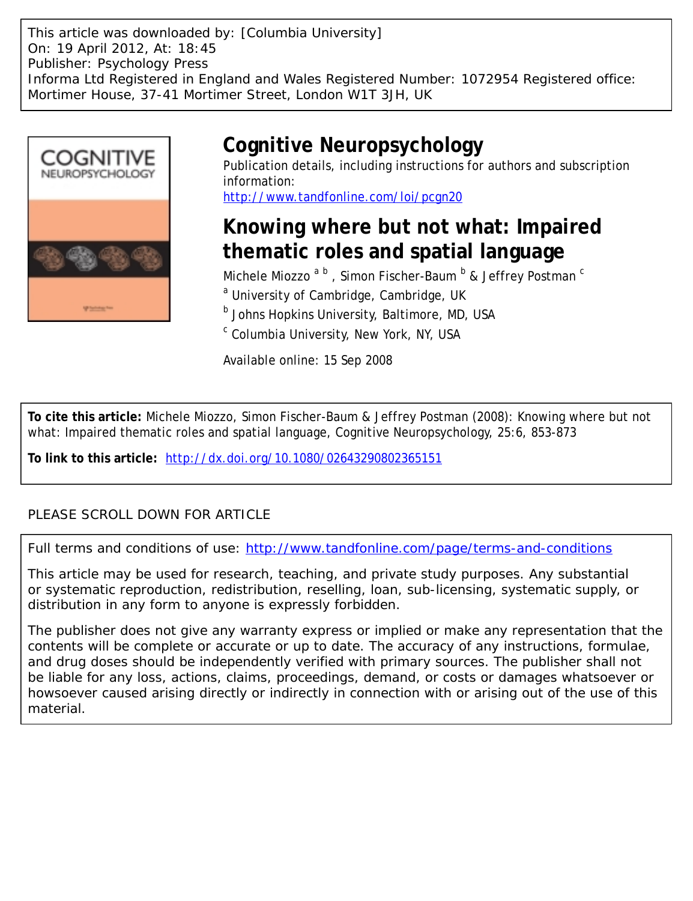This article was downloaded by: [Columbia University]
On: 19 April 2012, At: 18:45
Publisher: Psychology Press
Informa Ltd Registered in England and Wales Registered Number: 1072954 Registered office: Mortimer House, 37-41 Mortimer Street, London W1T 3JH, UK

# Cognitive Neuropsychology

Publication details, including instructions for authors and subscription information:
http://www.tandfonline.com/loi/pcgn20

## Knowing where but not what: Impaired thematic roles and spatial language

Michele Miozzo [a b], Simon Fischer-Baum [b] & Jeffrey Postman [c]

[a] University of Cambridge, Cambridge, UK

[b] Johns Hopkins University, Baltimore, MD, USA

[c] Columbia University, New York, NY, USA

Available online: 15 Sep 2008

**To cite this article:** Michele Miozzo, Simon Fischer-Baum & Jeffrey Postman (2008): Knowing where but not what: Impaired thematic roles and spatial language, Cognitive Neuropsychology, 25:6, 853-873

**To link to this article:** http://dx.doi.org/10.1080/02643290802365151

PLEASE SCROLL DOWN FOR ARTICLE

Full terms and conditions of use: http://www.tandfonline.com/page/terms-and-conditions

This article may be used for research, teaching, and private study purposes. Any substantial or systematic reproduction, redistribution, reselling, loan, sub-licensing, systematic supply, or distribution in any form to anyone is expressly forbidden.

The publisher does not give any warranty express or implied or make any representation that the contents will be complete or accurate or up to date. The accuracy of any instructions, formulae, and drug doses should be independently verified with primary sources. The publisher shall not be liable for any loss, actions, claims, proceedings, demand, or costs or damages whatsoever or howsoever caused arising directly or indirectly in connection with or arising out of the use of this material.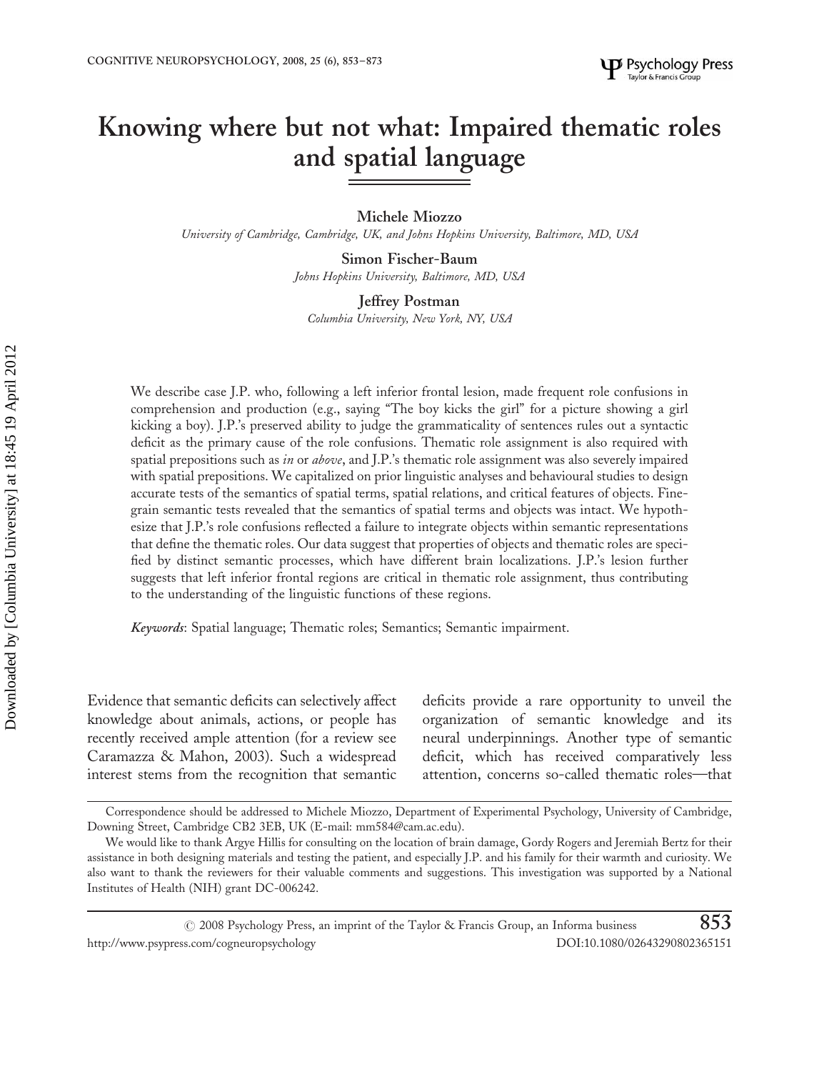# Knowing where but not what: Impaired thematic roles and spatial language

**Michele Miozzo**
*University of Cambridge, Cambridge, UK, and Johns Hopkins University, Baltimore, MD, USA*

**Simon Fischer-Baum**
*Johns Hopkins University, Baltimore, MD, USA*

**Jeffrey Postman**
*Columbia University, New York, NY, USA*

We describe case J.P. who, following a left inferior frontal lesion, made frequent role confusions in comprehension and production (e.g., saying "The boy kicks the girl" for a picture showing a girl kicking a boy). J.P.'s preserved ability to judge the grammaticality of sentences rules out a syntactic deficit as the primary cause of the role confusions. Thematic role assignment is also required with spatial prepositions such as *in* or *above*, and J.P.'s thematic role assignment was also severely impaired with spatial prepositions. We capitalized on prior linguistic analyses and behavioural studies to design accurate tests of the semantics of spatial terms, spatial relations, and critical features of objects. Fine-grain semantic tests revealed that the semantics of spatial terms and objects was intact. We hypothesize that J.P.'s role confusions reflected a failure to integrate objects within semantic representations that define the thematic roles. Our data suggest that properties of objects and thematic roles are specified by distinct semantic processes, which have different brain localizations. J.P.'s lesion further suggests that left inferior frontal regions are critical in thematic role assignment, thus contributing to the understanding of the linguistic functions of these regions.

*Keywords*: Spatial language; Thematic roles; Semantics; Semantic impairment.

Evidence that semantic deficits can selectively affect knowledge about animals, actions, or people has recently received ample attention (for a review see Caramazza & Mahon, 2003). Such a widespread interest stems from the recognition that semantic deficits provide a rare opportunity to unveil the organization of semantic knowledge and its neural underpinnings. Another type of semantic deficit, which has received comparatively less attention, concerns so-called thematic roles—that

Correspondence should be addressed to Michele Miozzo, Department of Experimental Psychology, University of Cambridge, Downing Street, Cambridge CB2 3EB, UK (E-mail: mm584@cam.ac.edu).

We would like to thank Argye Hillis for consulting on the location of brain damage, Gordy Rogers and Jeremiah Bertz for their assistance in both designing materials and testing the patient, and especially J.P. and his family for their warmth and curiosity. We also want to thank the reviewers for their valuable comments and suggestions. This investigation was supported by a National Institutes of Health (NIH) grant DC-006242.

© 2008 Psychology Press, an imprint of the Taylor & Francis Group, an Informa business
http://www.psypress.com/cogneuropsychology DOI:10.1080/02643290802365151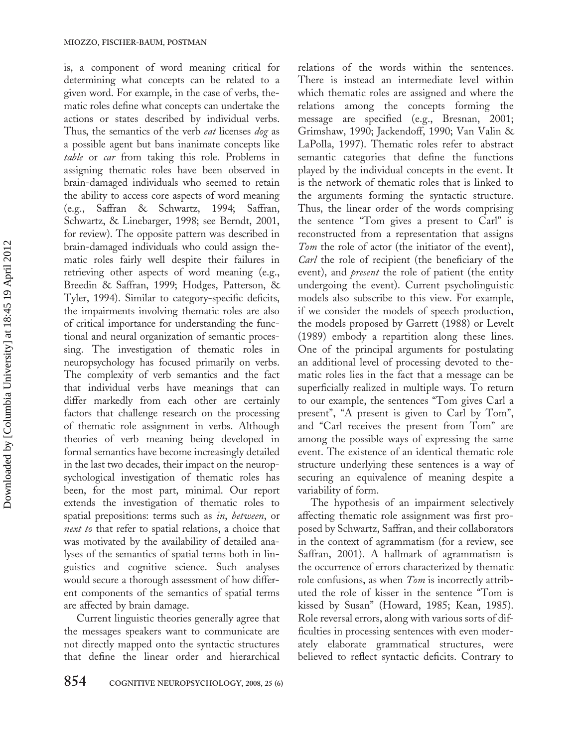is, a component of word meaning critical for determining what concepts can be related to a given word. For example, in the case of verbs, thematic roles define what concepts can undertake the actions or states described by individual verbs. Thus, the semantics of the verb *eat* licenses *dog* as a possible agent but bans inanimate concepts like *table* or *car* from taking this role. Problems in assigning thematic roles have been observed in brain-damaged individuals who seemed to retain the ability to access core aspects of word meaning (e.g., Saffran & Schwartz, 1994; Saffran, Schwartz, & Linebarger, 1998; see Berndt, 2001, for review). The opposite pattern was described in brain-damaged individuals who could assign thematic roles fairly well despite their failures in retrieving other aspects of word meaning (e.g., Breedin & Saffran, 1999; Hodges, Patterson, & Tyler, 1994). Similar to category-specific deficits, the impairments involving thematic roles are also of critical importance for understanding the functional and neural organization of semantic processing. The investigation of thematic roles in neuropsychology has focused primarily on verbs. The complexity of verb semantics and the fact that individual verbs have meanings that can differ markedly from each other are certainly factors that challenge research on the processing of thematic role assignment in verbs. Although theories of verb meaning being developed in formal semantics have become increasingly detailed in the last two decades, their impact on the neuropsychological investigation of thematic roles has been, for the most part, minimal. Our report extends the investigation of thematic roles to spatial prepositions: terms such as *in*, *between*, or *next to* that refer to spatial relations, a choice that was motivated by the availability of detailed analyses of the semantics of spatial terms both in linguistics and cognitive science. Such analyses would secure a thorough assessment of how different components of the semantics of spatial terms are affected by brain damage.

Current linguistic theories generally agree that the messages speakers want to communicate are not directly mapped onto the syntactic structures that define the linear order and hierarchical relations of the words within the sentences. There is instead an intermediate level within which thematic roles are assigned and where the relations among the concepts forming the message are specified (e.g., Bresnan, 2001; Grimshaw, 1990; Jackendoff, 1990; Van Valin & LaPolla, 1997). Thematic roles refer to abstract semantic categories that define the functions played by the individual concepts in the event. It is the network of thematic roles that is linked to the arguments forming the syntactic structure. Thus, the linear order of the words comprising the sentence "Tom gives a present to Carl" is reconstructed from a representation that assigns *Tom* the role of actor (the initiator of the event), *Carl* the role of recipient (the beneficiary of the event), and *present* the role of patient (the entity undergoing the event). Current psycholinguistic models also subscribe to this view. For example, if we consider the models of speech production, the models proposed by Garrett (1988) or Levelt (1989) embody a repartition along these lines. One of the principal arguments for postulating an additional level of processing devoted to thematic roles lies in the fact that a message can be superficially realized in multiple ways. To return to our example, the sentences "Tom gives Carl a present", "A present is given to Carl by Tom", and "Carl receives the present from Tom" are among the possible ways of expressing the same event. The existence of an identical thematic role structure underlying these sentences is a way of securing an equivalence of meaning despite a variability of form.

The hypothesis of an impairment selectively affecting thematic role assignment was first proposed by Schwartz, Saffran, and their collaborators in the context of agrammatism (for a review, see Saffran, 2001). A hallmark of agrammatism is the occurrence of errors characterized by thematic role confusions, as when *Tom* is incorrectly attributed the role of kisser in the sentence "Tom is kissed by Susan" (Howard, 1985; Kean, 1985). Role reversal errors, along with various sorts of difficulties in processing sentences with even moderately elaborate grammatical structures, were believed to reflect syntactic deficits. Contrary to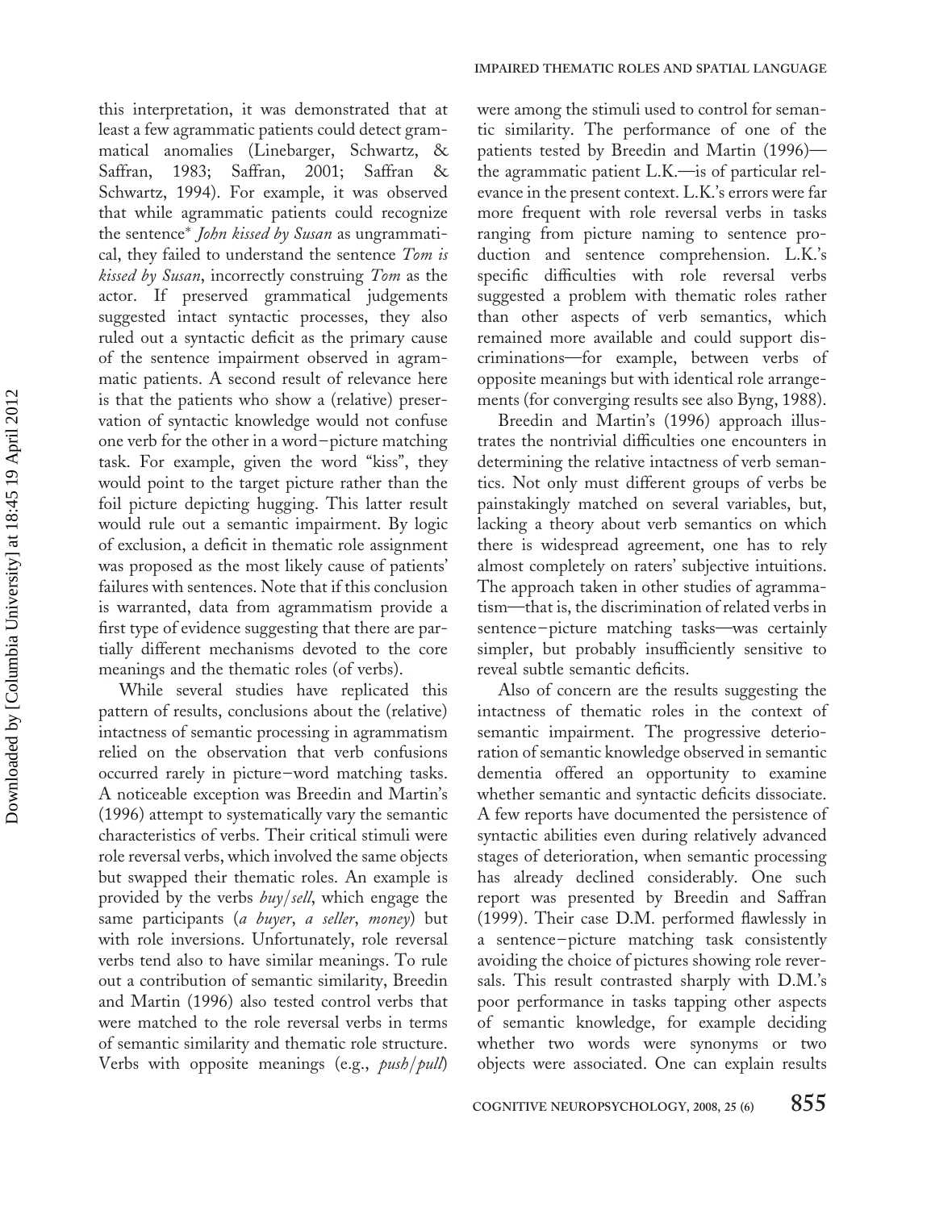this interpretation, it was demonstrated that at least a few agrammatic patients could detect grammatical anomalies (Linebarger, Schwartz, & Saffran, 1983; Saffran, 2001; Saffran & Schwartz, 1994). For example, it was observed that while agrammatic patients could recognize the sentence* *John kissed by Susan* as ungrammatical, they failed to understand the sentence *Tom is kissed by Susan*, incorrectly construing *Tom* as the actor. If preserved grammatical judgements suggested intact syntactic processes, they also ruled out a syntactic deficit as the primary cause of the sentence impairment observed in agrammatic patients. A second result of relevance here is that the patients who show a (relative) preservation of syntactic knowledge would not confuse one verb for the other in a word–picture matching task. For example, given the word "kiss", they would point to the target picture rather than the foil picture depicting hugging. This latter result would rule out a semantic impairment. By logic of exclusion, a deficit in thematic role assignment was proposed as the most likely cause of patients' failures with sentences. Note that if this conclusion is warranted, data from agrammatism provide a first type of evidence suggesting that there are partially different mechanisms devoted to the core meanings and the thematic roles (of verbs).

While several studies have replicated this pattern of results, conclusions about the (relative) intactness of semantic processing in agrammatism relied on the observation that verb confusions occurred rarely in picture–word matching tasks. A noticeable exception was Breedin and Martin's (1996) attempt to systematically vary the semantic characteristics of verbs. Their critical stimuli were role reversal verbs, which involved the same objects but swapped their thematic roles. An example is provided by the verbs *buy*/*sell*, which engage the same participants (*a buyer*, *a seller*, *money*) but with role inversions. Unfortunately, role reversal verbs tend also to have similar meanings. To rule out a contribution of semantic similarity, Breedin and Martin (1996) also tested control verbs that were matched to the role reversal verbs in terms of semantic similarity and thematic role structure. Verbs with opposite meanings (e.g., *push*/*pull*) were among the stimuli used to control for semantic similarity. The performance of one of the patients tested by Breedin and Martin (1996)—the agrammatic patient L.K.—is of particular relevance in the present context. L.K.'s errors were far more frequent with role reversal verbs in tasks ranging from picture naming to sentence production and sentence comprehension. L.K.'s specific difficulties with role reversal verbs suggested a problem with thematic roles rather than other aspects of verb semantics, which remained more available and could support discriminations—for example, between verbs of opposite meanings but with identical role arrangements (for converging results see also Byng, 1988).

Breedin and Martin's (1996) approach illustrates the nontrivial difficulties one encounters in determining the relative intactness of verb semantics. Not only must different groups of verbs be painstakingly matched on several variables, but, lacking a theory about verb semantics on which there is widespread agreement, one has to rely almost completely on raters' subjective intuitions. The approach taken in other studies of agrammatism—that is, the discrimination of related verbs in sentence–picture matching tasks—was certainly simpler, but probably insufficiently sensitive to reveal subtle semantic deficits.

Also of concern are the results suggesting the intactness of thematic roles in the context of semantic impairment. The progressive deterioration of semantic knowledge observed in semantic dementia offered an opportunity to examine whether semantic and syntactic deficits dissociate. A few reports have documented the persistence of syntactic abilities even during relatively advanced stages of deterioration, when semantic processing has already declined considerably. One such report was presented by Breedin and Saffran (1999). Their case D.M. performed flawlessly in a sentence–picture matching task consistently avoiding the choice of pictures showing role reversals. This result contrasted sharply with D.M.'s poor performance in tasks tapping other aspects of semantic knowledge, for example deciding whether two words were synonyms or two objects were associated. One can explain results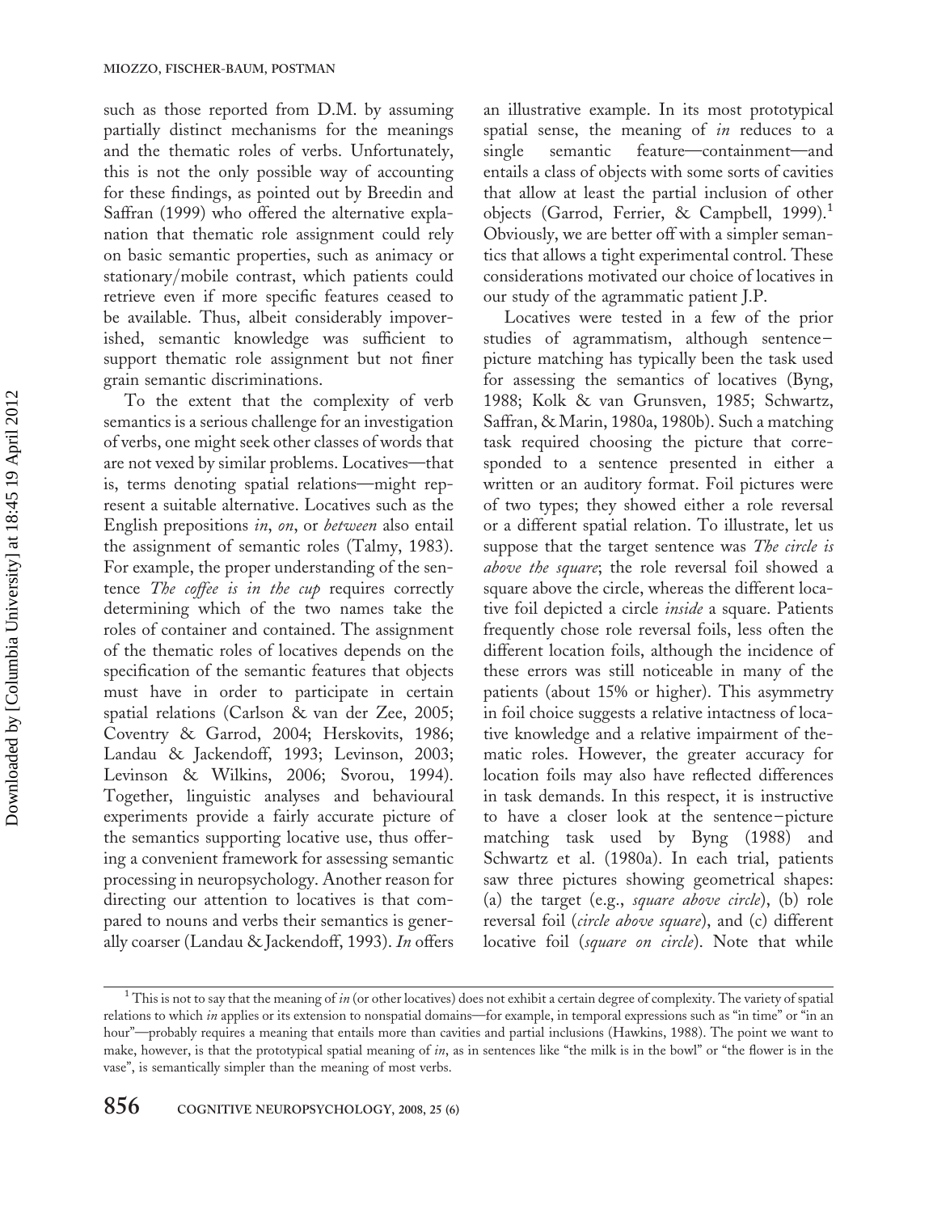such as those reported from D.M. by assuming partially distinct mechanisms for the meanings and the thematic roles of verbs. Unfortunately, this is not the only possible way of accounting for these findings, as pointed out by Breedin and Saffran (1999) who offered the alternative explanation that thematic role assignment could rely on basic semantic properties, such as animacy or stationary/mobile contrast, which patients could retrieve even if more specific features ceased to be available. Thus, albeit considerably impoverished, semantic knowledge was sufficient to support thematic role assignment but not finer grain semantic discriminations.

To the extent that the complexity of verb semantics is a serious challenge for an investigation of verbs, one might seek other classes of words that are not vexed by similar problems. Locatives—that is, terms denoting spatial relations—might represent a suitable alternative. Locatives such as the English prepositions *in*, *on*, or *between* also entail the assignment of semantic roles (Talmy, 1983). For example, the proper understanding of the sentence *The coffee is in the cup* requires correctly determining which of the two names take the roles of container and contained. The assignment of the thematic roles of locatives depends on the specification of the semantic features that objects must have in order to participate in certain spatial relations (Carlson & van der Zee, 2005; Coventry & Garrod, 2004; Herskovits, 1986; Landau & Jackendoff, 1993; Levinson, 2003; Levinson & Wilkins, 2006; Svorou, 1994). Together, linguistic analyses and behavioural experiments provide a fairly accurate picture of the semantics supporting locative use, thus offering a convenient framework for assessing semantic processing in neuropsychology. Another reason for directing our attention to locatives is that compared to nouns and verbs their semantics is generally coarser (Landau & Jackendoff, 1993). *In* offers an illustrative example. In its most prototypical spatial sense, the meaning of *in* reduces to a single semantic feature—containment—and entails a class of objects with some sorts of cavities that allow at least the partial inclusion of other objects (Garrod, Ferrier, & Campbell, 1999).[1] Obviously, we are better off with a simpler semantics that allows a tight experimental control. These considerations motivated our choice of locatives in our study of the agrammatic patient J.P.

Locatives were tested in a few of the prior studies of agrammatism, although sentence–picture matching has typically been the task used for assessing the semantics of locatives (Byng, 1988; Kolk & van Grunsven, 1985; Schwartz, Saffran, & Marin, 1980a, 1980b). Such a matching task required choosing the picture that corresponded to a sentence presented in either a written or an auditory format. Foil pictures were of two types; they showed either a role reversal or a different spatial relation. To illustrate, let us suppose that the target sentence was *The circle is above the square*; the role reversal foil showed a square above the circle, whereas the different locative foil depicted a circle *inside* a square. Patients frequently chose role reversal foils, less often the different location foils, although the incidence of these errors was still noticeable in many of the patients (about 15% or higher). This asymmetry in foil choice suggests a relative intactness of locative knowledge and a relative impairment of thematic roles. However, the greater accuracy for location foils may also have reflected differences in task demands. In this respect, it is instructive to have a closer look at the sentence–picture matching task used by Byng (1988) and Schwartz et al. (1980a). In each trial, patients saw three pictures showing geometrical shapes: (a) the target (e.g., *square above circle*), (b) role reversal foil (*circle above square*), and (c) different locative foil (*square on circle*). Note that while

[1] This is not to say that the meaning of *in* (or other locatives) does not exhibit a certain degree of complexity. The variety of spatial relations to which *in* applies or its extension to nonspatial domains—for example, in temporal expressions such as "in time" or "in an hour"—probably requires a meaning that entails more than cavities and partial inclusions (Hawkins, 1988). The point we want to make, however, is that the prototypical spatial meaning of *in*, as in sentences like "the milk is in the bowl" or "the flower is in the vase", is semantically simpler than the meaning of most verbs.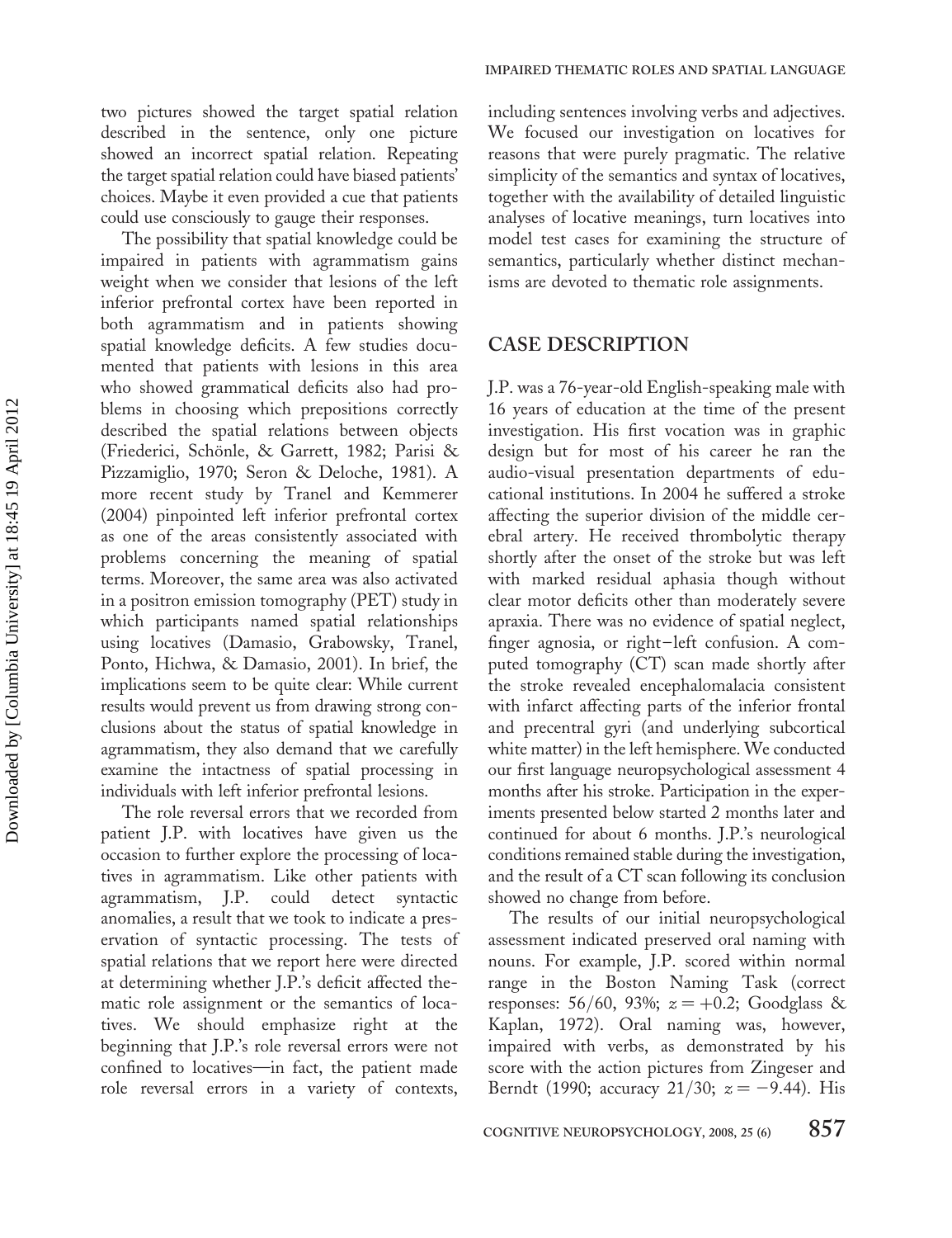two pictures showed the target spatial relation described in the sentence, only one picture showed an incorrect spatial relation. Repeating the target spatial relation could have biased patients' choices. Maybe it even provided a cue that patients could use consciously to gauge their responses.

The possibility that spatial knowledge could be impaired in patients with agrammatism gains weight when we consider that lesions of the left inferior prefrontal cortex have been reported in both agrammatism and in patients showing spatial knowledge deficits. A few studies documented that patients with lesions in this area who showed grammatical deficits also had problems in choosing which prepositions correctly described the spatial relations between objects (Friederici, Schönle, & Garrett, 1982; Parisi & Pizzamiglio, 1970; Seron & Deloche, 1981). A more recent study by Tranel and Kemmerer (2004) pinpointed left inferior prefrontal cortex as one of the areas consistently associated with problems concerning the meaning of spatial terms. Moreover, the same area was also activated in a positron emission tomography (PET) study in which participants named spatial relationships using locatives (Damasio, Grabowsky, Tranel, Ponto, Hichwa, & Damasio, 2001). In brief, the implications seem to be quite clear: While current results would prevent us from drawing strong conclusions about the status of spatial knowledge in agrammatism, they also demand that we carefully examine the intactness of spatial processing in individuals with left inferior prefrontal lesions.

The role reversal errors that we recorded from patient J.P. with locatives have given us the occasion to further explore the processing of locatives in agrammatism. Like other patients with agrammatism, J.P. could detect syntactic anomalies, a result that we took to indicate a preservation of syntactic processing. The tests of spatial relations that we report here were directed at determining whether J.P.'s deficit affected thematic role assignment or the semantics of locatives. We should emphasize right at the beginning that J.P.'s role reversal errors were not confined to locatives—in fact, the patient made role reversal errors in a variety of contexts, including sentences involving verbs and adjectives. We focused our investigation on locatives for reasons that were purely pragmatic. The relative simplicity of the semantics and syntax of locatives, together with the availability of detailed linguistic analyses of locative meanings, turn locatives into model test cases for examining the structure of semantics, particularly whether distinct mechanisms are devoted to thematic role assignments.

## CASE DESCRIPTION

J.P. was a 76-year-old English-speaking male with 16 years of education at the time of the present investigation. His first vocation was in graphic design but for most of his career he ran the audio-visual presentation departments of educational institutions. In 2004 he suffered a stroke affecting the superior division of the middle cerebral artery. He received thrombolytic therapy shortly after the onset of the stroke but was left with marked residual aphasia though without clear motor deficits other than moderately severe apraxia. There was no evidence of spatial neglect, finger agnosia, or right–left confusion. A computed tomography (CT) scan made shortly after the stroke revealed encephalomalacia consistent with infarct affecting parts of the inferior frontal and precentral gyri (and underlying subcortical white matter) in the left hemisphere. We conducted our first language neuropsychological assessment 4 months after his stroke. Participation in the experiments presented below started 2 months later and continued for about 6 months. J.P.'s neurological conditions remained stable during the investigation, and the result of a CT scan following its conclusion showed no change from before.

The results of our initial neuropsychological assessment indicated preserved oral naming with nouns. For example, J.P. scored within normal range in the Boston Naming Task (correct responses: 56/60, 93%; $z = +0.2$; Goodglass & Kaplan, 1972). Oral naming was, however, impaired with verbs, as demonstrated by his score with the action pictures from Zingeser and Berndt (1990; accuracy 21/30; $z = -9.44$). His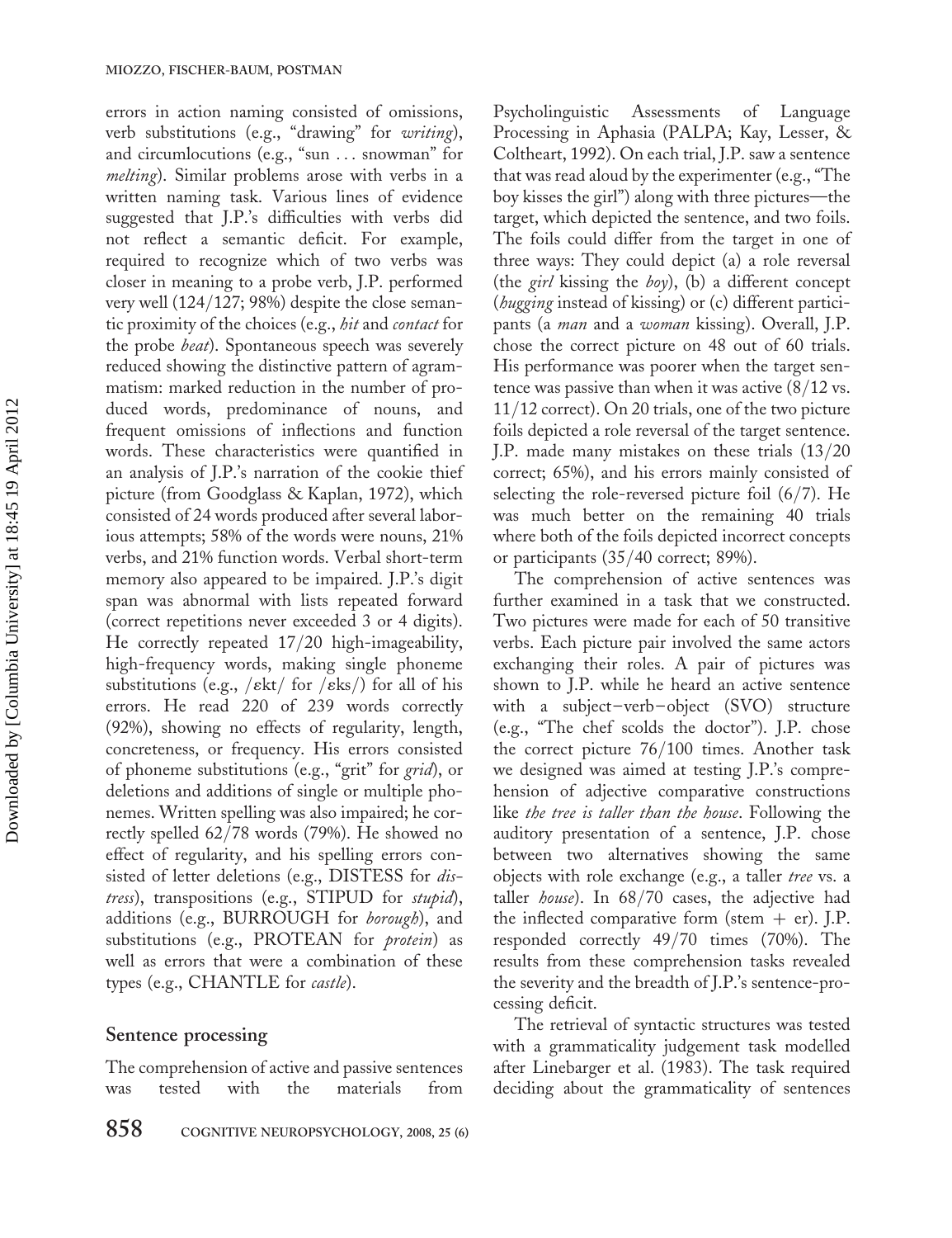errors in action naming consisted of omissions, verb substitutions (e.g., "drawing" for *writing*), and circumlocutions (e.g., "sun ... snowman" for *melting*). Similar problems arose with verbs in a written naming task. Various lines of evidence suggested that J.P.'s difficulties with verbs did not reflect a semantic deficit. For example, required to recognize which of two verbs was closer in meaning to a probe verb, J.P. performed very well (124/127; 98%) despite the close semantic proximity of the choices (e.g., *hit* and *contact* for the probe *beat*). Spontaneous speech was severely reduced showing the distinctive pattern of agrammatism: marked reduction in the number of produced words, predominance of nouns, and frequent omissions of inflections and function words. These characteristics were quantified in an analysis of J.P.'s narration of the cookie thief picture (from Goodglass & Kaplan, 1972), which consisted of 24 words produced after several laborious attempts; 58% of the words were nouns, 21% verbs, and 21% function words. Verbal short-term memory also appeared to be impaired. J.P.'s digit span was abnormal with lists repeated forward (correct repetitions never exceeded 3 or 4 digits). He correctly repeated 17/20 high-imageability, high-frequency words, making single phoneme substitutions (e.g., /ɛkt/ for /ɛks/) for all of his errors. He read 220 of 239 words correctly (92%), showing no effects of regularity, length, concreteness, or frequency. His errors consisted of phoneme substitutions (e.g., "grit" for *grid*), or deletions and additions of single or multiple phonemes. Written spelling was also impaired; he correctly spelled 62/78 words (79%). He showed no effect of regularity, and his spelling errors consisted of letter deletions (e.g., DISTESS for *distress*), transpositions (e.g., STIPUD for *stupid*), additions (e.g., BURROUGH for *borough*), and substitutions (e.g., PROTEAN for *protein*) as well as errors that were a combination of these types (e.g., CHANTLE for *castle*).

## Sentence processing

The comprehension of active and passive sentences was tested with the materials from Psycholinguistic Assessments of Language Processing in Aphasia (PALPA; Kay, Lesser, & Coltheart, 1992). On each trial, J.P. saw a sentence that was read aloud by the experimenter (e.g., "The boy kisses the girl") along with three pictures—the target, which depicted the sentence, and two foils. The foils could differ from the target in one of three ways: They could depict (a) a role reversal (the *girl* kissing the *boy*), (b) a different concept (*hugging* instead of kissing) or (c) different participants (a *man* and a *woman* kissing). Overall, J.P. chose the correct picture on 48 out of 60 trials. His performance was poorer when the target sentence was passive than when it was active (8/12 vs. 11/12 correct). On 20 trials, one of the two picture foils depicted a role reversal of the target sentence. J.P. made many mistakes on these trials (13/20 correct; 65%), and his errors mainly consisted of selecting the role-reversed picture foil (6/7). He was much better on the remaining 40 trials where both of the foils depicted incorrect concepts or participants (35/40 correct; 89%).

The comprehension of active sentences was further examined in a task that we constructed. Two pictures were made for each of 50 transitive verbs. Each picture pair involved the same actors exchanging their roles. A pair of pictures was shown to J.P. while he heard an active sentence with a subject–verb–object (SVO) structure (e.g., "The chef scolds the doctor"). J.P. chose the correct picture 76/100 times. Another task we designed was aimed at testing J.P.'s comprehension of adjective comparative constructions like *the tree is taller than the house*. Following the auditory presentation of a sentence, J.P. chose between two alternatives showing the same objects with role exchange (e.g., a taller *tree* vs. a taller *house*). In 68/70 cases, the adjective had the inflected comparative form (stem + er). J.P. responded correctly 49/70 times (70%). The results from these comprehension tasks revealed the severity and the breadth of J.P.'s sentence-processing deficit.

The retrieval of syntactic structures was tested with a grammaticality judgement task modelled after Linebarger et al. (1983). The task required deciding about the grammaticality of sentences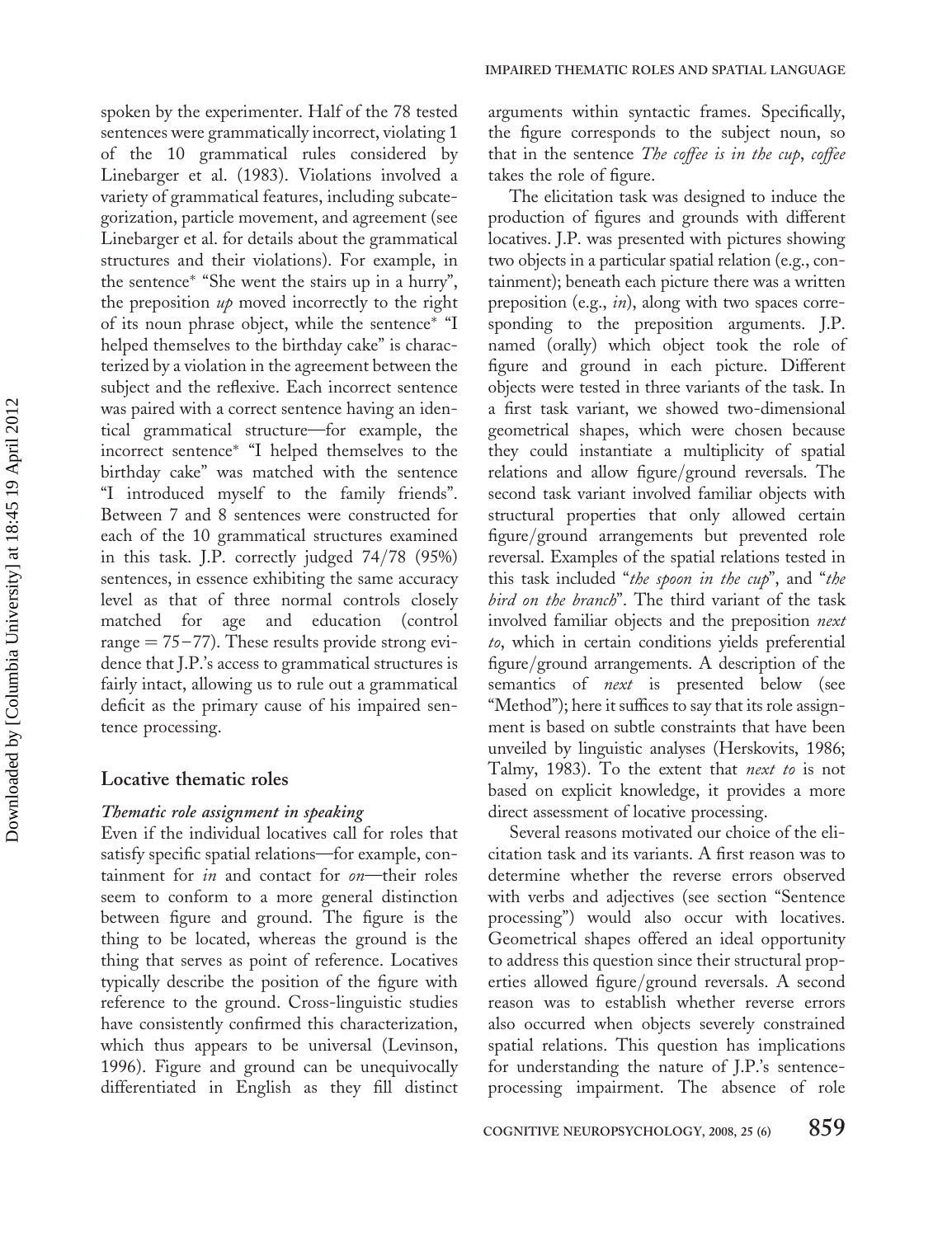spoken by the experimenter. Half of the 78 tested sentences were grammatically incorrect, violating 1 of the 10 grammatical rules considered by Linebarger et al. (1983). Violations involved a variety of grammatical features, including subcategorization, particle movement, and agreement (see Linebarger et al. for details about the grammatical structures and their violations). For example, in the sentence* "She went the stairs up in a hurry", the preposition *up* moved incorrectly to the right of its noun phrase object, while the sentence* "I helped themselves to the birthday cake" is characterized by a violation in the agreement between the subject and the reflexive. Each incorrect sentence was paired with a correct sentence having an identical grammatical structure—for example, the incorrect sentence* "I helped themselves to the birthday cake" was matched with the sentence "I introduced myself to the family friends". Between 7 and 8 sentences were constructed for each of the 10 grammatical structures examined in this task. J.P. correctly judged 74/78 (95%) sentences, in essence exhibiting the same accuracy level as that of three normal controls closely matched for age and education (control range = 75–77). These results provide strong evidence that J.P.'s access to grammatical structures is fairly intact, allowing us to rule out a grammatical deficit as the primary cause of his impaired sentence processing.

## Locative thematic roles

### *Thematic role assignment in speaking*

Even if the individual locatives call for roles that satisfy specific spatial relations—for example, containment for *in* and contact for *on*—their roles seem to conform to a more general distinction between figure and ground. The figure is the thing to be located, whereas the ground is the thing that serves as point of reference. Locatives typically describe the position of the figure with reference to the ground. Cross-linguistic studies have consistently confirmed this characterization, which thus appears to be universal (Levinson, 1996). Figure and ground can be unequivocally differentiated in English as they fill distinct arguments within syntactic frames. Specifically, the figure corresponds to the subject noun, so that in the sentence *The coffee is in the cup*, *coffee* takes the role of figure.

The elicitation task was designed to induce the production of figures and grounds with different locatives. J.P. was presented with pictures showing two objects in a particular spatial relation (e.g., containment); beneath each picture there was a written preposition (e.g., *in*), along with two spaces corresponding to the preposition arguments. J.P. named (orally) which object took the role of figure and ground in each picture. Different objects were tested in three variants of the task. In a first task variant, we showed two-dimensional geometrical shapes, which were chosen because they could instantiate a multiplicity of spatial relations and allow figure/ground reversals. The second task variant involved familiar objects with structural properties that only allowed certain figure/ground arrangements but prevented role reversal. Examples of the spatial relations tested in this task included "*the spoon in the cup*", and "*the bird on the branch*". The third variant of the task involved familiar objects and the preposition *next to*, which in certain conditions yields preferential figure/ground arrangements. A description of the semantics of *next* is presented below (see "Method"); here it suffices to say that its role assignment is based on subtle constraints that have been unveiled by linguistic analyses (Herskovits, 1986; Talmy, 1983). To the extent that *next to* is not based on explicit knowledge, it provides a more direct assessment of locative processing.

Several reasons motivated our choice of the elicitation task and its variants. A first reason was to determine whether the reverse errors observed with verbs and adjectives (see section "Sentence processing") would also occur with locatives. Geometrical shapes offered an ideal opportunity to address this question since their structural properties allowed figure/ground reversals. A second reason was to establish whether reverse errors also occurred when objects severely constrained spatial relations. This question has implications for understanding the nature of J.P.'s sentence-processing impairment. The absence of role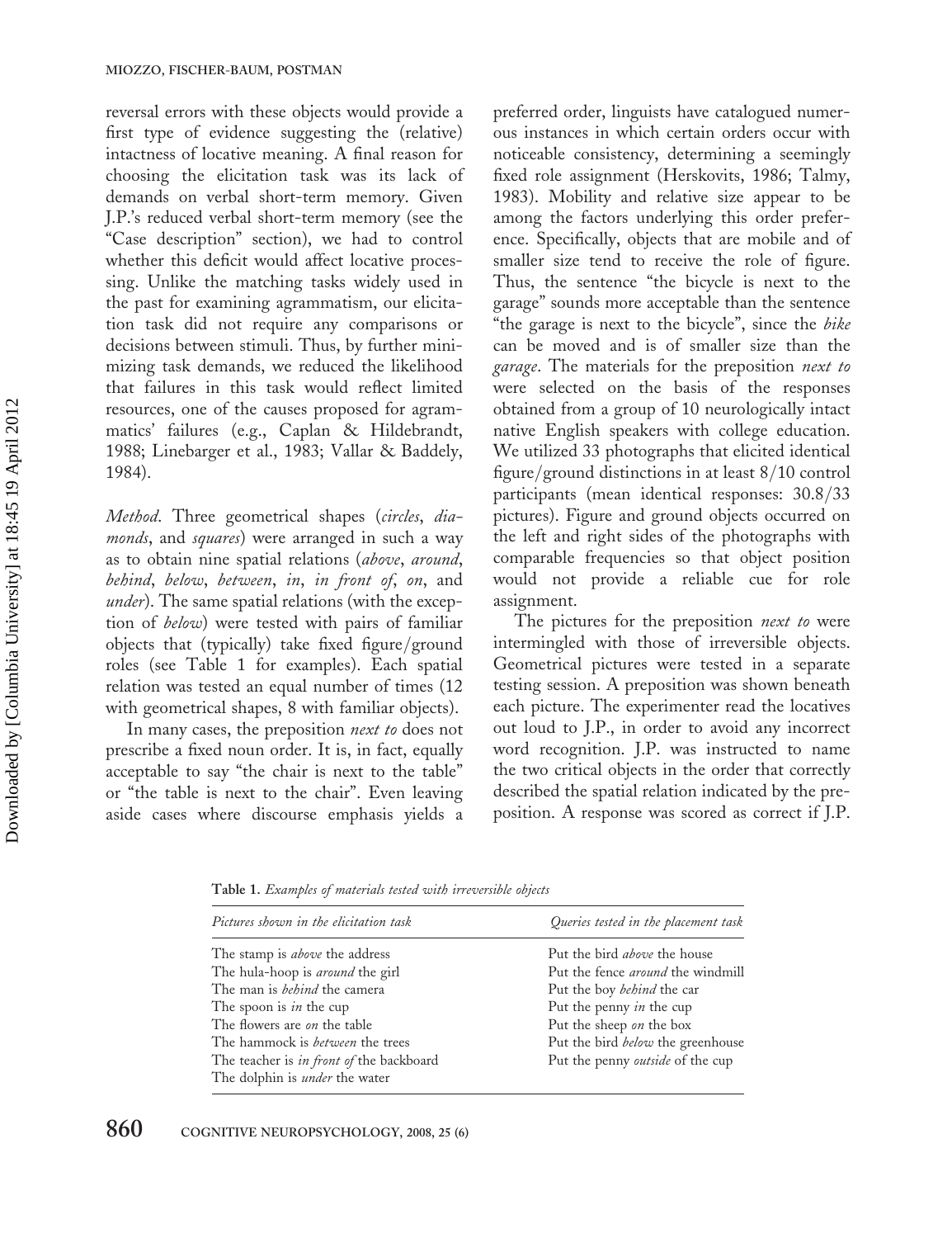reversal errors with these objects would provide a first type of evidence suggesting the (relative) intactness of locative meaning. A final reason for choosing the elicitation task was its lack of demands on verbal short-term memory. Given J.P.'s reduced verbal short-term memory (see the "Case description" section), we had to control whether this deficit would affect locative processing. Unlike the matching tasks widely used in the past for examining agrammatism, our elicitation task did not require any comparisons or decisions between stimuli. Thus, by further minimizing task demands, we reduced the likelihood that failures in this task would reflect limited resources, one of the causes proposed for agrammatics' failures (e.g., Caplan & Hildebrandt, 1988; Linebarger et al., 1983; Vallar & Baddely, 1984).

*Method.* Three geometrical shapes (*circles*, *diamonds*, and *squares*) were arranged in such a way as to obtain nine spatial relations (*above*, *around*, *behind*, *below*, *between*, *in*, *in front of*, *on*, and *under*). The same spatial relations (with the exception of *below*) were tested with pairs of familiar objects that (typically) take fixed figure/ground roles (see Table 1 for examples). Each spatial relation was tested an equal number of times (12 with geometrical shapes, 8 with familiar objects).

In many cases, the preposition *next to* does not prescribe a fixed noun order. It is, in fact, equally acceptable to say "the chair is next to the table" or "the table is next to the chair". Even leaving aside cases where discourse emphasis yields a preferred order, linguists have catalogued numerous instances in which certain orders occur with noticeable consistency, determining a seemingly fixed role assignment (Herskovits, 1986; Talmy, 1983). Mobility and relative size appear to be among the factors underlying this order preference. Specifically, objects that are mobile and of smaller size tend to receive the role of figure. Thus, the sentence "the bicycle is next to the garage" sounds more acceptable than the sentence "the garage is next to the bicycle", since the *bike* can be moved and is of smaller size than the *garage*. The materials for the preposition *next to* were selected on the basis of the responses obtained from a group of 10 neurologically intact native English speakers with college education. We utilized 33 photographs that elicited identical figure/ground distinctions in at least 8/10 control participants (mean identical responses: 30.8/33 pictures). Figure and ground objects occurred on the left and right sides of the photographs with comparable frequencies so that object position would not provide a reliable cue for role assignment.

The pictures for the preposition *next to* were intermingled with those of irreversible objects. Geometrical pictures were tested in a separate testing session. A preposition was shown beneath each picture. The experimenter read the locatives out loud to J.P., in order to avoid any incorrect word recognition. J.P. was instructed to name the two critical objects in the order that correctly described the spatial relation indicated by the preposition. A response was scored as correct if J.P.

**Table 1.** *Examples of materials tested with irreversible objects*

| *Pictures shown in the elicitation task* | *Queries tested in the placement task* |
|---|---|
| The stamp is *above* the address | Put the bird *above* the house |
| The hula-hoop is *around* the girl | Put the fence *around* the windmill |
| The man is *behind* the camera | Put the boy *behind* the car |
| The spoon is *in* the cup | Put the penny *in* the cup |
| The flowers are *on* the table | Put the sheep *on* the box |
| The hammock is *between* the trees | Put the bird *below* the greenhouse |
| The teacher is *in front of* the backboard | Put the penny *outside* of the cup |
| The dolphin is *under* the water | |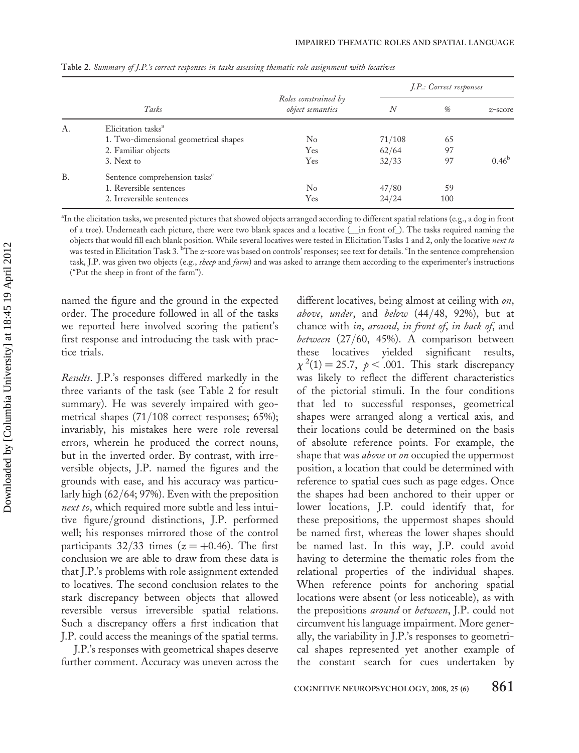**Table 2.** *Summary of J.P.'s correct responses in tasks assessing thematic role assignment with locatives*

| | Tasks | Roles constrained by object semantics | J.P.: Correct responses | | |
|---|---|---|---|---|---|
| | | | $N$ | % | $z$-score |
| A. | Elicitation tasks[a] | | | | |
| | 1. Two-dimensional geometrical shapes | No | 71/108 | 65 | |
| | 2. Familiar objects | Yes | 62/64 | 97 | |
| | 3. Next to | Yes | 32/33 | 97 | 0.46[b] |
| B. | Sentence comprehension tasks[c] | | | | |
| | 1. Reversible sentences | No | 47/80 | 59 | |
| | 2. Irreversible sentences | Yes | 24/24 | 100 | |

[a]In the elicitation tasks, we presented pictures that showed objects arranged according to different spatial relations (e.g., a dog in front of a tree). Underneath each picture, there were two blank spaces and a locative (__in front of_). The tasks required naming the objects that would fill each blank position. While several locatives were tested in Elicitation Tasks 1 and 2, only the locative *next to* was tested in Elicitation Task 3. [b]The $z$-score was based on controls' responses; see text for details. [c]In the sentence comprehension task, J.P. was given two objects (e.g., *sheep* and *farm*) and was asked to arrange them according to the experimenter's instructions ("Put the sheep in front of the farm").

named the figure and the ground in the expected order. The procedure followed in all of the tasks we reported here involved scoring the patient's first response and introducing the task with practice trials.

*Results*. J.P.'s responses differed markedly in the three variants of the task (see Table 2 for result summary). He was severely impaired with geometrical shapes (71/108 correct responses; 65%); invariably, his mistakes here were role reversal errors, wherein he produced the correct nouns, but in the inverted order. By contrast, with irreversible objects, J.P. named the figures and the grounds with ease, and his accuracy was particularly high (62/64; 97%). Even with the preposition *next to*, which required more subtle and less intuitive figure/ground distinctions, J.P. performed well; his responses mirrored those of the control participants 32/33 times ($z = +0.46$). The first conclusion we are able to draw from these data is that J.P.'s problems with role assignment extended to locatives. The second conclusion relates to the stark discrepancy between objects that allowed reversible versus irreversible spatial relations. Such a discrepancy offers a first indication that J.P. could access the meanings of the spatial terms.

J.P.'s responses with geometrical shapes deserve further comment. Accuracy was uneven across the different locatives, being almost at ceiling with *on*, *above*, *under*, and *below* (44/48, 92%), but at chance with *in*, *around*, *in front of*, *in back of*, and *between* (27/60, 45%). A comparison between these locatives yielded significant results, $\chi^2(1) = 25.7$, $p < .001$. This stark discrepancy was likely to reflect the different characteristics of the pictorial stimuli. In the four conditions that led to successful responses, geometrical shapes were arranged along a vertical axis, and their locations could be determined on the basis of absolute reference points. For example, the shape that was *above* or *on* occupied the uppermost position, a location that could be determined with reference to spatial cues such as page edges. Once the shapes had been anchored to their upper or lower locations, J.P. could identify that, for these prepositions, the uppermost shapes should be named first, whereas the lower shapes should be named last. In this way, J.P. could avoid having to determine the thematic roles from the relational properties of the individual shapes. When reference points for anchoring spatial locations were absent (or less noticeable), as with the prepositions *around* or *between*, J.P. could not circumvent his language impairment. More generally, the variability in J.P.'s responses to geometrical shapes represented yet another example of the constant search for cues undertaken by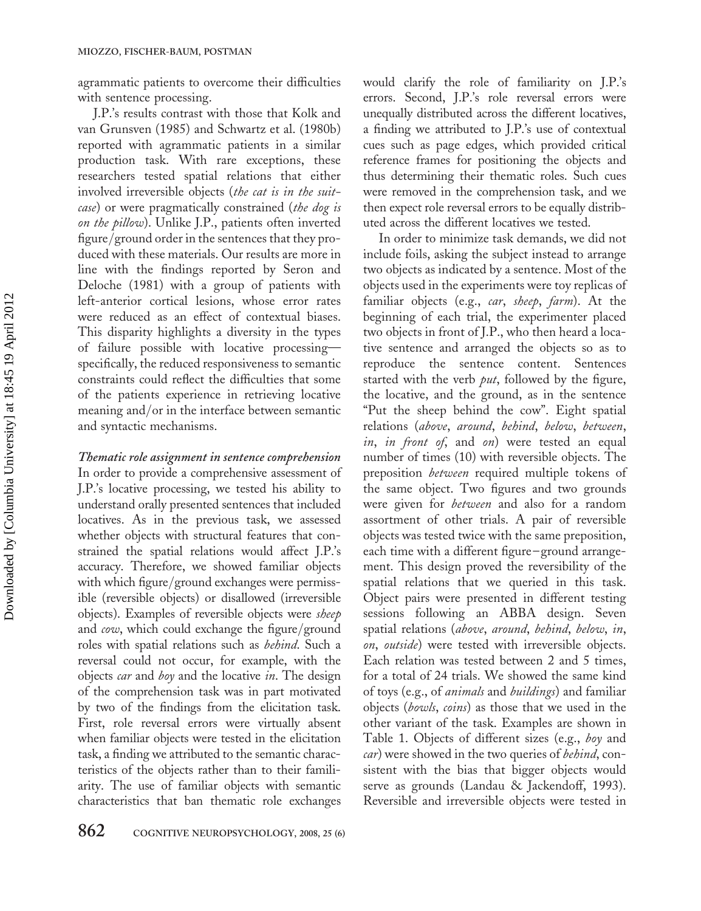agrammatic patients to overcome their difficulties with sentence processing.

J.P.'s results contrast with those that Kolk and van Grunsven (1985) and Schwartz et al. (1980b) reported with agrammatic patients in a similar production task. With rare exceptions, these researchers tested spatial relations that either involved irreversible objects (*the cat is in the suitcase*) or were pragmatically constrained (*the dog is on the pillow*). Unlike J.P., patients often inverted figure/ground order in the sentences that they produced with these materials. Our results are more in line with the findings reported by Seron and Deloche (1981) with a group of patients with left-anterior cortical lesions, whose error rates were reduced as an effect of contextual biases. This disparity highlights a diversity in the types of failure possible with locative processing—specifically, the reduced responsiveness to semantic constraints could reflect the difficulties that some of the patients experience in retrieving locative meaning and/or in the interface between semantic and syntactic mechanisms.

***Thematic role assignment in sentence comprehension***

In order to provide a comprehensive assessment of J.P.'s locative processing, we tested his ability to understand orally presented sentences that included locatives. As in the previous task, we assessed whether objects with structural features that constrained the spatial relations would affect J.P.'s accuracy. Therefore, we showed familiar objects with which figure/ground exchanges were permissible (reversible objects) or disallowed (irreversible objects). Examples of reversible objects were *sheep* and *cow*, which could exchange the figure/ground roles with spatial relations such as *behind*. Such a reversal could not occur, for example, with the objects *car* and *boy* and the locative *in*. The design of the comprehension task was in part motivated by two of the findings from the elicitation task. First, role reversal errors were virtually absent when familiar objects were tested in the elicitation task, a finding we attributed to the semantic characteristics of the objects rather than to their familiarity. The use of familiar objects with semantic characteristics that ban thematic role exchanges would clarify the role of familiarity on J.P.'s errors. Second, J.P.'s role reversal errors were unequally distributed across the different locatives, a finding we attributed to J.P.'s use of contextual cues such as page edges, which provided critical reference frames for positioning the objects and thus determining their thematic roles. Such cues were removed in the comprehension task, and we then expect role reversal errors to be equally distributed across the different locatives we tested.

In order to minimize task demands, we did not include foils, asking the subject instead to arrange two objects as indicated by a sentence. Most of the objects used in the experiments were toy replicas of familiar objects (e.g., *car*, *sheep*, *farm*). At the beginning of each trial, the experimenter placed two objects in front of J.P., who then heard a locative sentence and arranged the objects so as to reproduce the sentence content. Sentences started with the verb *put*, followed by the figure, the locative, and the ground, as in the sentence "Put the sheep behind the cow". Eight spatial relations (*above*, *around*, *behind*, *below*, *between*, *in*, *in front of*, and *on*) were tested an equal number of times (10) with reversible objects. The preposition *between* required multiple tokens of the same object. Two figures and two grounds were given for *between* and also for a random assortment of other trials. A pair of reversible objects was tested twice with the same preposition, each time with a different figure–ground arrangement. This design proved the reversibility of the spatial relations that we queried in this task. Object pairs were presented in different testing sessions following an ABBA design. Seven spatial relations (*above*, *around*, *behind*, *below*, *in*, *on*, *outside*) were tested with irreversible objects. Each relation was tested between 2 and 5 times, for a total of 24 trials. We showed the same kind of toys (e.g., of *animals* and *buildings*) and familiar objects (*bowls*, *coins*) as those that we used in the other variant of the task. Examples are shown in Table 1. Objects of different sizes (e.g., *boy* and *car*) were showed in the two queries of *behind*, consistent with the bias that bigger objects would serve as grounds (Landau & Jackendoff, 1993). Reversible and irreversible objects were tested in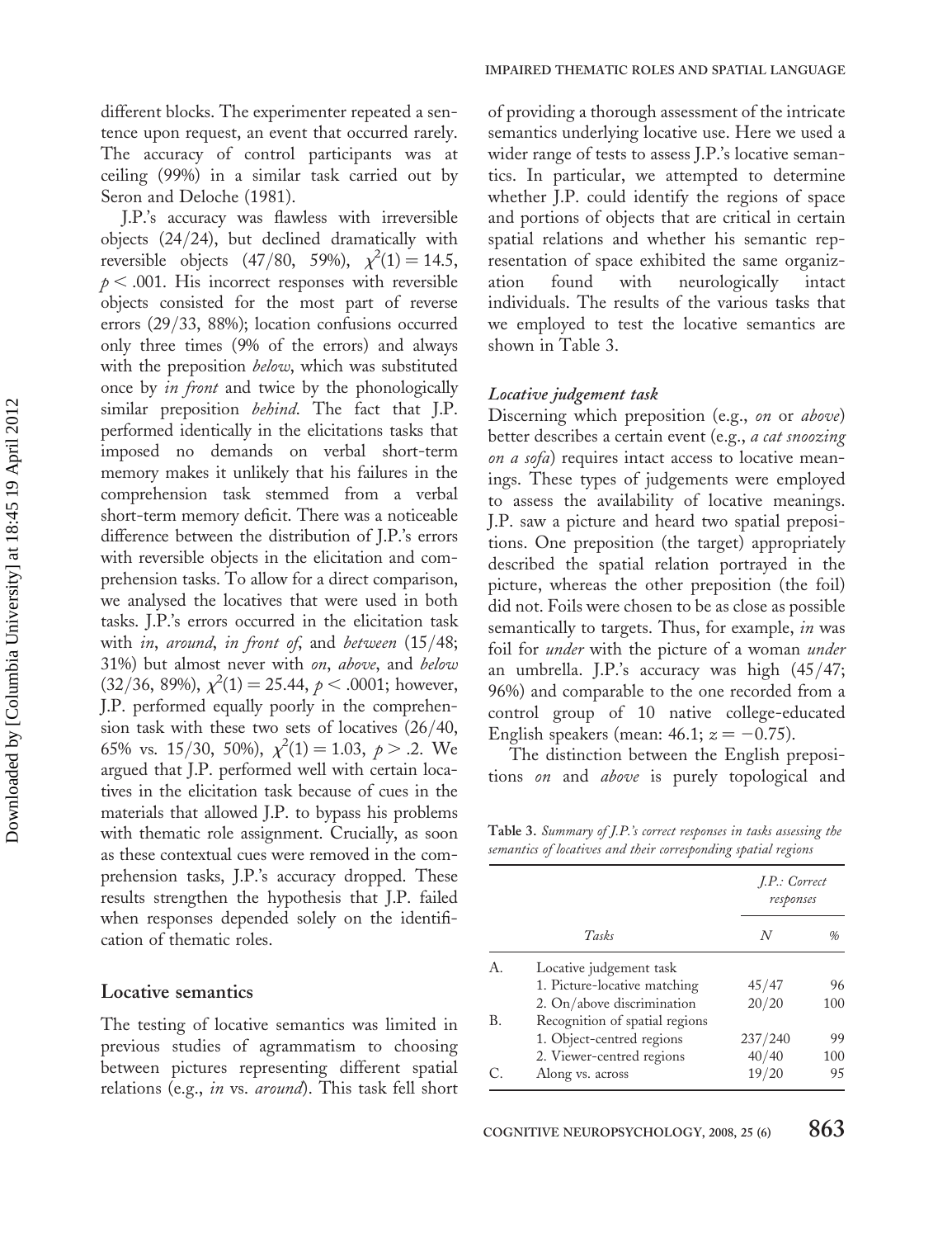different blocks. The experimenter repeated a sentence upon request, an event that occurred rarely. The accuracy of control participants was at ceiling (99%) in a similar task carried out by Seron and Deloche (1981).

J.P.'s accuracy was flawless with irreversible objects (24/24), but declined dramatically with reversible objects (47/80, 59%), $\chi^2(1) = 14.5$, $p < .001$. His incorrect responses with reversible objects consisted for the most part of reverse errors (29/33, 88%); location confusions occurred only three times (9% of the errors) and always with the preposition *below*, which was substituted once by *in front* and twice by the phonologically similar preposition *behind*. The fact that J.P. performed identically in the elicitations tasks that imposed no demands on verbal short-term memory makes it unlikely that his failures in the comprehension task stemmed from a verbal short-term memory deficit. There was a noticeable difference between the distribution of J.P.'s errors with reversible objects in the elicitation and comprehension tasks. To allow for a direct comparison, we analysed the locatives that were used in both tasks. J.P.'s errors occurred in the elicitation task with *in*, *around*, *in front of*, and *between* (15/48; 31%) but almost never with *on*, *above*, and *below* (32/36, 89%), $\chi^2(1) = 25.44$, $p < .0001$; however, J.P. performed equally poorly in the comprehension task with these two sets of locatives (26/40, 65% vs. 15/30, 50%), $\chi^2(1) = 1.03$, $p > .2$. We argued that J.P. performed well with certain locatives in the elicitation task because of cues in the materials that allowed J.P. to bypass his problems with thematic role assignment. Crucially, as soon as these contextual cues were removed in the comprehension tasks, J.P.'s accuracy dropped. These results strengthen the hypothesis that J.P. failed when responses depended solely on the identification of thematic roles.

## Locative semantics

The testing of locative semantics was limited in previous studies of agrammatism to choosing between pictures representing different spatial relations (e.g., *in* vs. *around*). This task fell short of providing a thorough assessment of the intricate semantics underlying locative use. Here we used a wider range of tests to assess J.P.'s locative semantics. In particular, we attempted to determine whether J.P. could identify the regions of space and portions of objects that are critical in certain spatial relations and whether his semantic representation of space exhibited the same organization found with neurologically intact individuals. The results of the various tasks that we employed to test the locative semantics are shown in Table 3.

### *Locative judgement task*

Discerning which preposition (e.g., *on* or *above*) better describes a certain event (e.g., *a cat snoozing on a sofa*) requires intact access to locative meanings. These types of judgements were employed to assess the availability of locative meanings. J.P. saw a picture and heard two spatial prepositions. One preposition (the target) appropriately described the spatial relation portrayed in the picture, whereas the other preposition (the foil) did not. Foils were chosen to be as close as possible semantically to targets. Thus, for example, *in* was foil for *under* with the picture of a woman *under* an umbrella. J.P.'s accuracy was high (45/47; 96%) and comparable to the one recorded from a control group of 10 native college-educated English speakers (mean: 46.1; $z = -0.75$).

The distinction between the English prepositions *on* and *above* is purely topological and

**Table 3.** *Summary of J.P.'s correct responses in tasks assessing the semantics of locatives and their corresponding spatial regions*

| | Tasks | *J.P.: Correct responses* | |
|---|---|---|---|
| | | *N* | % |
| A. | Locative judgement task | | |
| | 1. Picture-locative matching | 45/47 | 96 |
| | 2. On/above discrimination | 20/20 | 100 |
| B. | Recognition of spatial regions | | |
| | 1. Object-centred regions | 237/240 | 99 |
| | 2. Viewer-centred regions | 40/40 | 100 |
| C. | Along vs. across | 19/20 | 95 |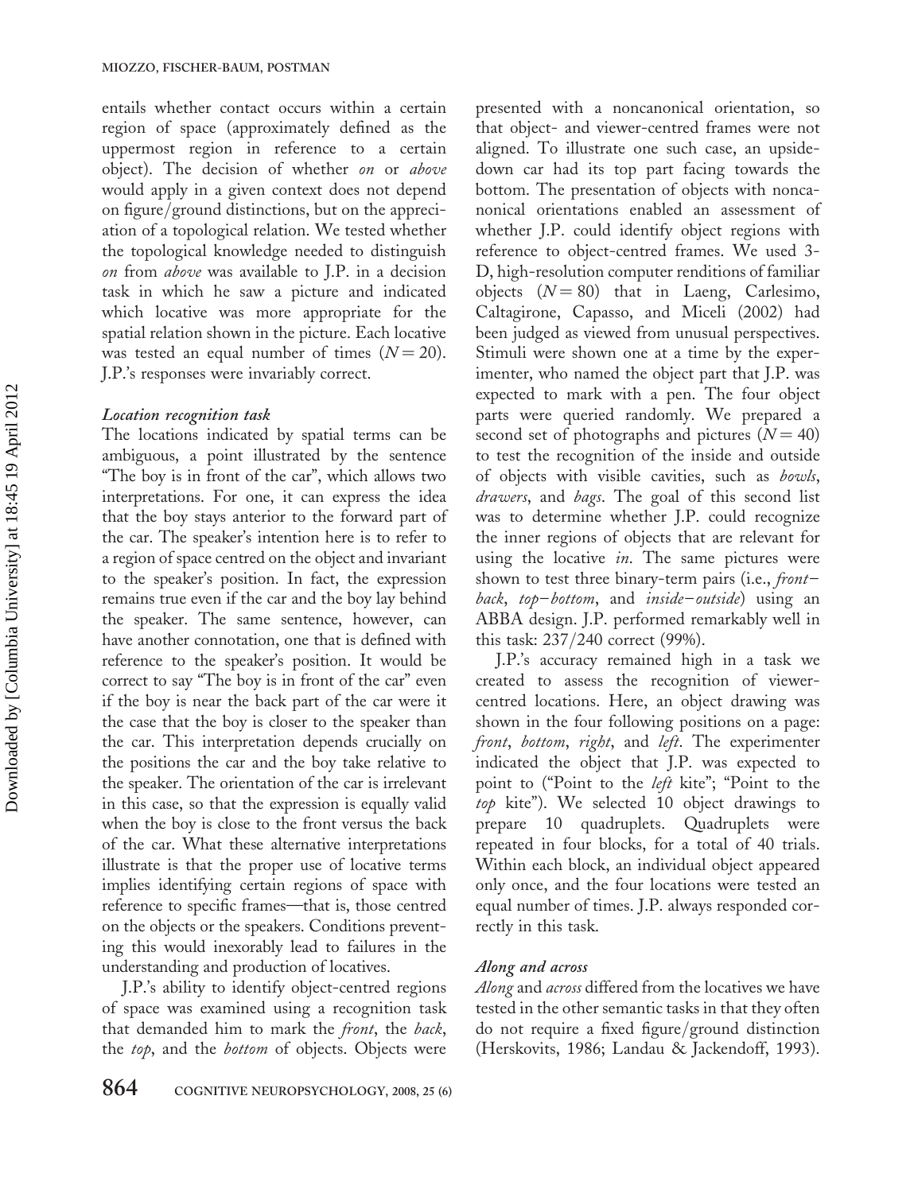entails whether contact occurs within a certain region of space (approximately defined as the uppermost region in reference to a certain object). The decision of whether *on* or *above* would apply in a given context does not depend on figure/ground distinctions, but on the appreciation of a topological relation. We tested whether the topological knowledge needed to distinguish *on* from *above* was available to J.P. in a decision task in which he saw a picture and indicated which locative was more appropriate for the spatial relation shown in the picture. Each locative was tested an equal number of times ($N = 20$). J.P.'s responses were invariably correct.

#### *Location recognition task*

The locations indicated by spatial terms can be ambiguous, a point illustrated by the sentence "The boy is in front of the car", which allows two interpretations. For one, it can express the idea that the boy stays anterior to the forward part of the car. The speaker's intention here is to refer to a region of space centred on the object and invariant to the speaker's position. In fact, the expression remains true even if the car and the boy lay behind the speaker. The same sentence, however, can have another connotation, one that is defined with reference to the speaker's position. It would be correct to say "The boy is in front of the car" even if the boy is near the back part of the car were it the case that the boy is closer to the speaker than the car. This interpretation depends crucially on the positions the car and the boy take relative to the speaker. The orientation of the car is irrelevant in this case, so that the expression is equally valid when the boy is close to the front versus the back of the car. What these alternative interpretations illustrate is that the proper use of locative terms implies identifying certain regions of space with reference to specific frames—that is, those centred on the objects or the speakers. Conditions preventing this would inexorably lead to failures in the understanding and production of locatives.

J.P.'s ability to identify object-centred regions of space was examined using a recognition task that demanded him to mark the *front*, the *back*, the *top*, and the *bottom* of objects. Objects were presented with a noncanonical orientation, so that object- and viewer-centred frames were not aligned. To illustrate one such case, an upside-down car had its top part facing towards the bottom. The presentation of objects with noncanonical orientations enabled an assessment of whether J.P. could identify object regions with reference to object-centred frames. We used 3-D, high-resolution computer renditions of familiar objects ($N = 80$) that in Laeng, Carlesimo, Caltagirone, Capasso, and Miceli (2002) had been judged as viewed from unusual perspectives. Stimuli were shown one at a time by the experimenter, who named the object part that J.P. was expected to mark with a pen. The four object parts were queried randomly. We prepared a second set of photographs and pictures ($N = 40$) to test the recognition of the inside and outside of objects with visible cavities, such as *bowls*, *drawers*, and *bags*. The goal of this second list was to determine whether J.P. could recognize the inner regions of objects that are relevant for using the locative *in*. The same pictures were shown to test three binary-term pairs (i.e., *front–back*, *top–bottom*, and *inside–outside*) using an ABBA design. J.P. performed remarkably well in this task: 237/240 correct (99%).

J.P.'s accuracy remained high in a task we created to assess the recognition of viewer-centred locations. Here, an object drawing was shown in the four following positions on a page: *front*, *bottom*, *right*, and *left*. The experimenter indicated the object that J.P. was expected to point to ("Point to the *left* kite"; "Point to the *top* kite"). We selected 10 object drawings to prepare 10 quadruplets. Quadruplets were repeated in four blocks, for a total of 40 trials. Within each block, an individual object appeared only once, and the four locations were tested an equal number of times. J.P. always responded correctly in this task.

#### *Along and across*

*Along* and *across* differed from the locatives we have tested in the other semantic tasks in that they often do not require a fixed figure/ground distinction (Herskovits, 1986; Landau & Jackendoff, 1993).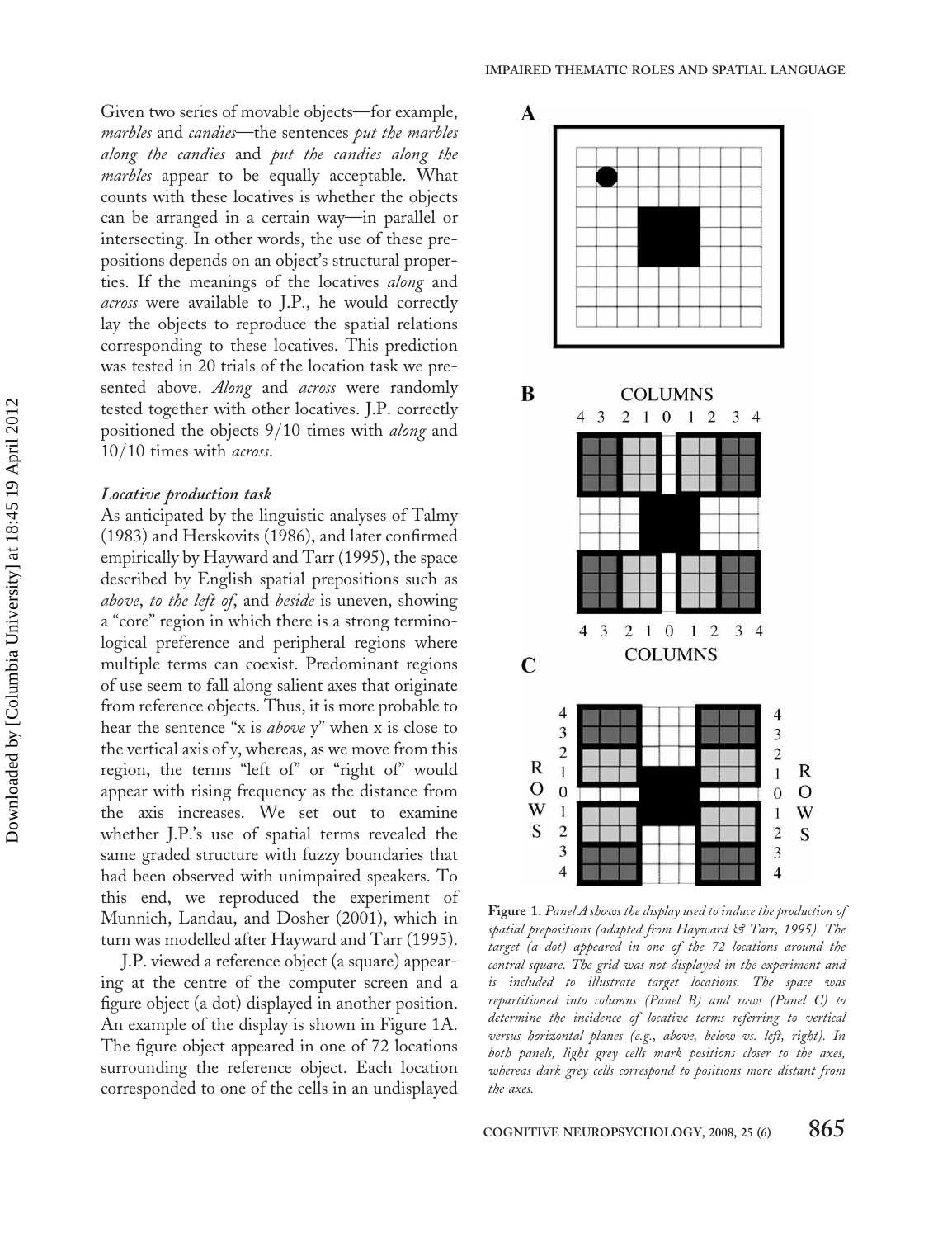Given two series of movable objects—for example, *marbles* and *candies*—the sentences *put the marbles along the candies* and *put the candies along the marbles* appear to be equally acceptable. What counts with these locatives is whether the objects can be arranged in a certain way—in parallel or intersecting. In other words, the use of these prepositions depends on an object's structural properties. If the meanings of the locatives *along* and *across* were available to J.P., he would correctly lay the objects to reproduce the spatial relations corresponding to these locatives. This prediction was tested in 20 trials of the location task we presented above. *Along* and *across* were randomly tested together with other locatives. J.P. correctly positioned the objects 9/10 times with *along* and 10/10 times with *across*.

### *Locative production task*

As anticipated by the linguistic analyses of Talmy (1983) and Herskovits (1986), and later confirmed empirically by Hayward and Tarr (1995), the space described by English spatial prepositions such as *above*, *to the left of*, and *beside* is uneven, showing a "core" region in which there is a strong terminological preference and peripheral regions where multiple terms can coexist. Predominant regions of use seem to fall along salient axes that originate from reference objects. Thus, it is more probable to hear the sentence "x is *above* y" when x is close to the vertical axis of y, whereas, as we move from this region, the terms "left of" or "right of" would appear with rising frequency as the distance from the axis increases. We set out to examine whether J.P.'s use of spatial terms revealed the same graded structure with fuzzy boundaries that had been observed with unimpaired speakers. To this end, we reproduced the experiment of Munnich, Landau, and Dosher (2001), which in turn was modelled after Hayward and Tarr (1995).

J.P. viewed a reference object (a square) appearing at the centre of the computer screen and a figure object (a dot) displayed in another position. An example of the display is shown in Figure 1A. The figure object appeared in one of 72 locations surrounding the reference object. Each location corresponded to one of the cells in an undisplayed

**Figure 1.** *Panel A shows the display used to induce the production of spatial prepositions (adapted from Hayward & Tarr, 1995). The target (a dot) appeared in one of the 72 locations around the central square. The grid was not displayed in the experiment and is included to illustrate target locations. The space was repartitioned into columns (Panel B) and rows (Panel C) to determine the incidence of locative terms referring to vertical versus horizontal planes (e.g., above, below vs. left, right). In both panels, light grey cells mark positions closer to the axes, whereas dark grey cells correspond to positions more distant from the axes.*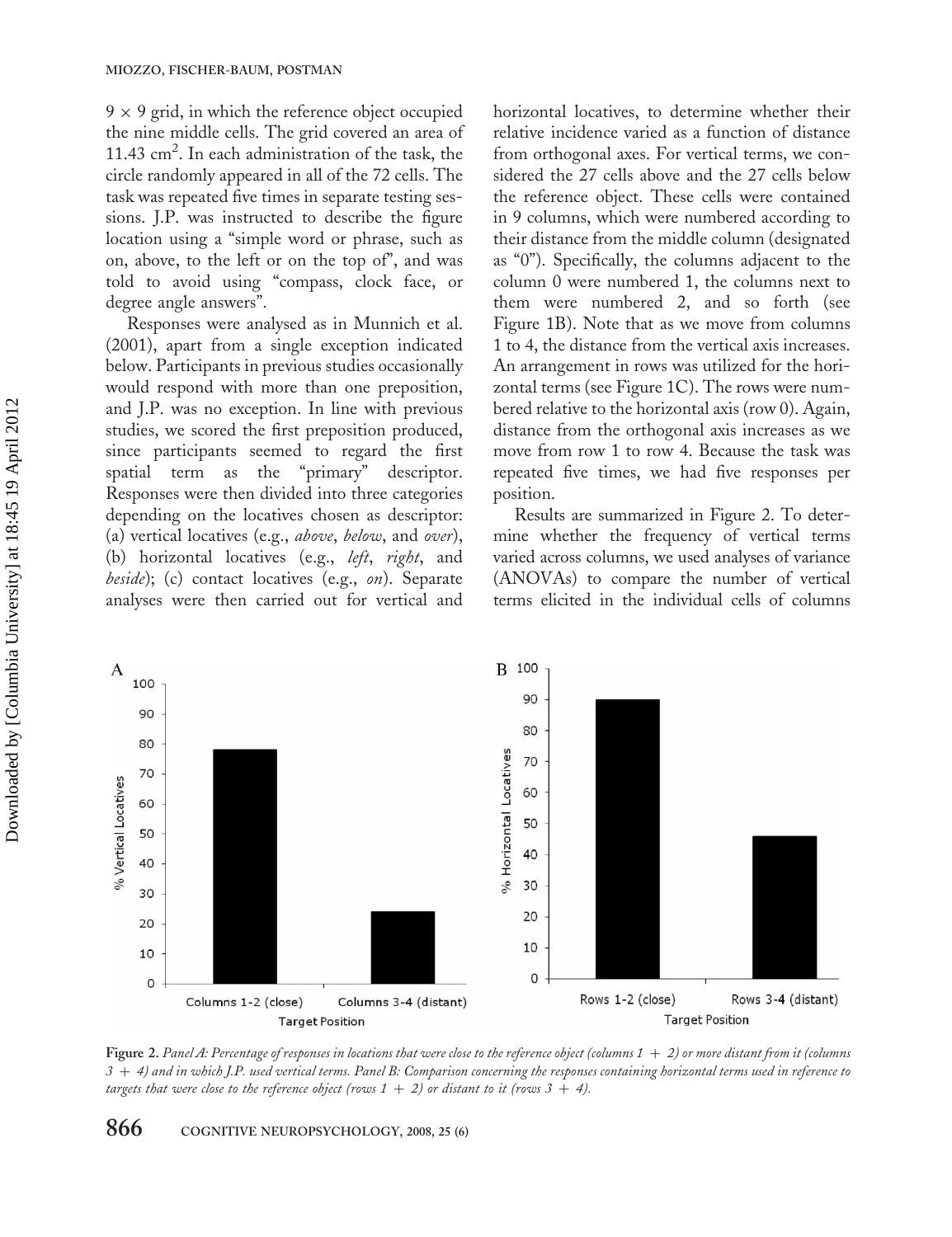$9 \times 9$ grid, in which the reference object occupied the nine middle cells. The grid covered an area of 11.43 $cm^2$. In each administration of the task, the circle randomly appeared in all of the 72 cells. The task was repeated five times in separate testing sessions. J.P. was instructed to describe the figure location using a "simple word or phrase, such as on, above, to the left or on the top of", and was told to avoid using "compass, clock face, or degree angle answers".

Responses were analysed as in Munnich et al. (2001), apart from a single exception indicated below. Participants in previous studies occasionally would respond with more than one preposition, and J.P. was no exception. In line with previous studies, we scored the first preposition produced, since participants seemed to regard the first spatial term as the "primary" descriptor. Responses were then divided into three categories depending on the locatives chosen as descriptor: (a) vertical locatives (e.g., *above*, *below*, and *over*), (b) horizontal locatives (e.g., *left*, *right*, and *beside*); (c) contact locatives (e.g., *on*). Separate analyses were then carried out for vertical and horizontal locatives, to determine whether their relative incidence varied as a function of distance from orthogonal axes. For vertical terms, we considered the 27 cells above and the 27 cells below the reference object. These cells were contained in 9 columns, which were numbered according to their distance from the middle column (designated as "0"). Specifically, the columns adjacent to the column 0 were numbered 1, the columns next to them were numbered 2, and so forth (see Figure 1B). Note that as we move from columns 1 to 4, the distance from the vertical axis increases. An arrangement in rows was utilized for the horizontal terms (see Figure 1C). The rows were numbered relative to the horizontal axis (row 0). Again, distance from the orthogonal axis increases as we move from row 1 to row 4. Because the task was repeated five times, we had five responses per position.

Results are summarized in Figure 2. To determine whether the frequency of vertical terms varied across columns, we used analyses of variance (ANOVAs) to compare the number of vertical terms elicited in the individual cells of columns

**Figure 2.** *Panel A: Percentage of responses in locations that were close to the reference object (columns 1 + 2) or more distant from it (columns 3 + 4) and in which J.P. used vertical terms. Panel B: Comparison concerning the responses containing horizontal terms used in reference to targets that were close to the reference object (rows 1 + 2) or distant to it (rows 3 + 4).*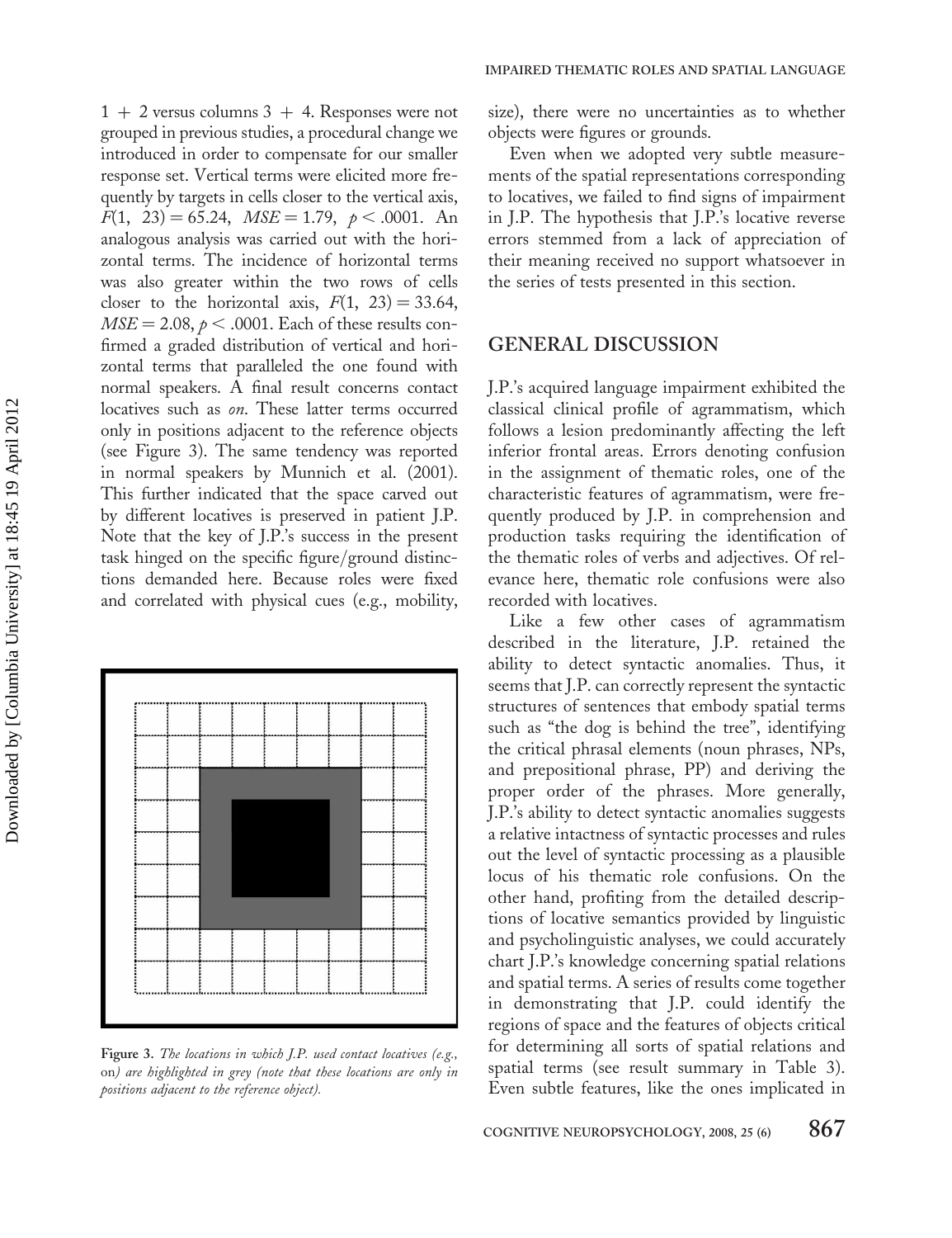1 + 2 versus columns 3 + 4. Responses were not grouped in previous studies, a procedural change we introduced in order to compensate for our smaller response set. Vertical terms were elicited more frequently by targets in cells closer to the vertical axis, $F(1, 23) = 65.24$, $MSE = 1.79$, $p < .0001$. An analogous analysis was carried out with the horizontal terms. The incidence of horizontal terms was also greater within the two rows of cells closer to the horizontal axis, $F(1, 23) = 33.64$, $MSE = 2.08$, $p < .0001$. Each of these results confirmed a graded distribution of vertical and horizontal terms that paralleled the one found with normal speakers. A final result concerns contact locatives such as *on*. These latter terms occurred only in positions adjacent to the reference objects (see Figure 3). The same tendency was reported in normal speakers by Munnich et al. (2001). This further indicated that the space carved out by different locatives is preserved in patient J.P. Note that the key of J.P.'s success in the present task hinged on the specific figure/ground distinctions demanded here. Because roles were fixed and correlated with physical cues (e.g., mobility, size), there were no uncertainties as to whether objects were figures or grounds.

**Figure 3.** *The locations in which J.P. used contact locatives (e.g.,* on*) are highlighted in grey (note that these locations are only in positions adjacent to the reference object).*

Even when we adopted very subtle measurements of the spatial representations corresponding to locatives, we failed to find signs of impairment in J.P. The hypothesis that J.P.'s locative reverse errors stemmed from a lack of appreciation of their meaning received no support whatsoever in the series of tests presented in this section.

## GENERAL DISCUSSION

J.P.'s acquired language impairment exhibited the classical clinical profile of agrammatism, which follows a lesion predominantly affecting the left inferior frontal areas. Errors denoting confusion in the assignment of thematic roles, one of the characteristic features of agrammatism, were frequently produced by J.P. in comprehension and production tasks requiring the identification of the thematic roles of verbs and adjectives. Of relevance here, thematic role confusions were also recorded with locatives.

Like a few other cases of agrammatism described in the literature, J.P. retained the ability to detect syntactic anomalies. Thus, it seems that J.P. can correctly represent the syntactic structures of sentences that embody spatial terms such as "the dog is behind the tree", identifying the critical phrasal elements (noun phrases, NPs, and prepositional phrase, PP) and deriving the proper order of the phrases. More generally, J.P.'s ability to detect syntactic anomalies suggests a relative intactness of syntactic processes and rules out the level of syntactic processing as a plausible locus of his thematic role confusions. On the other hand, profiting from the detailed descriptions of locative semantics provided by linguistic and psycholinguistic analyses, we could accurately chart J.P.'s knowledge concerning spatial relations and spatial terms. A series of results come together in demonstrating that J.P. could identify the regions of space and the features of objects critical for determining all sorts of spatial relations and spatial terms (see result summary in Table 3). Even subtle features, like the ones implicated in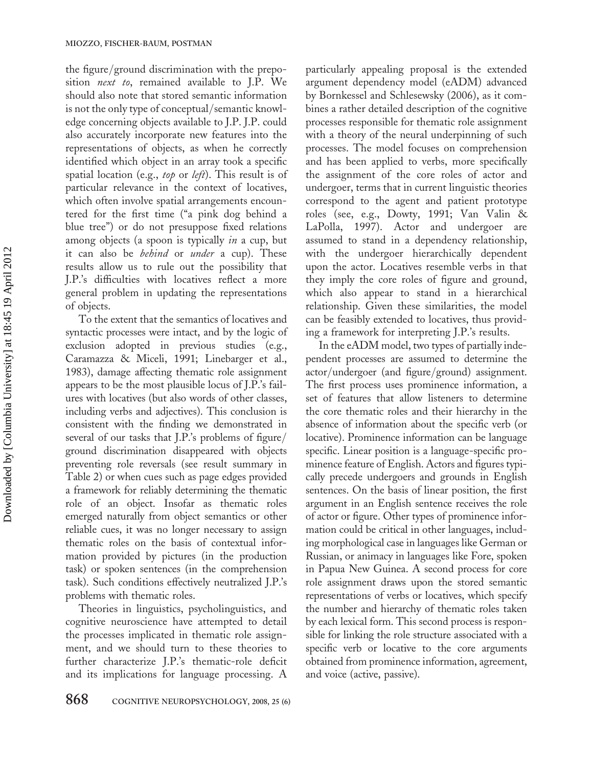the figure/ground discrimination with the preposition *next to*, remained available to J.P. We should also note that stored semantic information is not the only type of conceptual/semantic knowledge concerning objects available to J.P. J.P. could also accurately incorporate new features into the representations of objects, as when he correctly identified which object in an array took a specific spatial location (e.g., *top* or *left*). This result is of particular relevance in the context of locatives, which often involve spatial arrangements encountered for the first time ("a pink dog behind a blue tree") or do not presuppose fixed relations among objects (a spoon is typically *in* a cup, but it can also be *behind* or *under* a cup). These results allow us to rule out the possibility that J.P.'s difficulties with locatives reflect a more general problem in updating the representations of objects.

To the extent that the semantics of locatives and syntactic processes were intact, and by the logic of exclusion adopted in previous studies (e.g., Caramazza & Miceli, 1991; Linebarger et al., 1983), damage affecting thematic role assignment appears to be the most plausible locus of J.P.'s failures with locatives (but also words of other classes, including verbs and adjectives). This conclusion is consistent with the finding we demonstrated in several of our tasks that J.P.'s problems of figure/ground discrimination disappeared with objects preventing role reversals (see result summary in Table 2) or when cues such as page edges provided a framework for reliably determining the thematic role of an object. Insofar as thematic roles emerged naturally from object semantics or other reliable cues, it was no longer necessary to assign thematic roles on the basis of contextual information provided by pictures (in the production task) or spoken sentences (in the comprehension task). Such conditions effectively neutralized J.P.'s problems with thematic roles.

Theories in linguistics, psycholinguistics, and cognitive neuroscience have attempted to detail the processes implicated in thematic role assignment, and we should turn to these theories to further characterize J.P.'s thematic-role deficit and its implications for language processing. A particularly appealing proposal is the extended argument dependency model (eADM) advanced by Bornkessel and Schlesewsky (2006), as it combines a rather detailed description of the cognitive processes responsible for thematic role assignment with a theory of the neural underpinning of such processes. The model focuses on comprehension and has been applied to verbs, more specifically the assignment of the core roles of actor and undergoer, terms that in current linguistic theories correspond to the agent and patient prototype roles (see, e.g., Dowty, 1991; Van Valin & LaPolla, 1997). Actor and undergoer are assumed to stand in a dependency relationship, with the undergoer hierarchically dependent upon the actor. Locatives resemble verbs in that they imply the core roles of figure and ground, which also appear to stand in a hierarchical relationship. Given these similarities, the model can be feasibly extended to locatives, thus providing a framework for interpreting J.P.'s results.

In the eADM model, two types of partially independent processes are assumed to determine the actor/undergoer (and figure/ground) assignment. The first process uses prominence information, a set of features that allow listeners to determine the core thematic roles and their hierarchy in the absence of information about the specific verb (or locative). Prominence information can be language specific. Linear position is a language-specific prominence feature of English. Actors and figures typically precede undergoers and grounds in English sentences. On the basis of linear position, the first argument in an English sentence receives the role of actor or figure. Other types of prominence information could be critical in other languages, including morphological case in languages like German or Russian, or animacy in languages like Fore, spoken in Papua New Guinea. A second process for core role assignment draws upon the stored semantic representations of verbs or locatives, which specify the number and hierarchy of thematic roles taken by each lexical form. This second process is responsible for linking the role structure associated with a specific verb or locative to the core arguments obtained from prominence information, agreement, and voice (active, passive).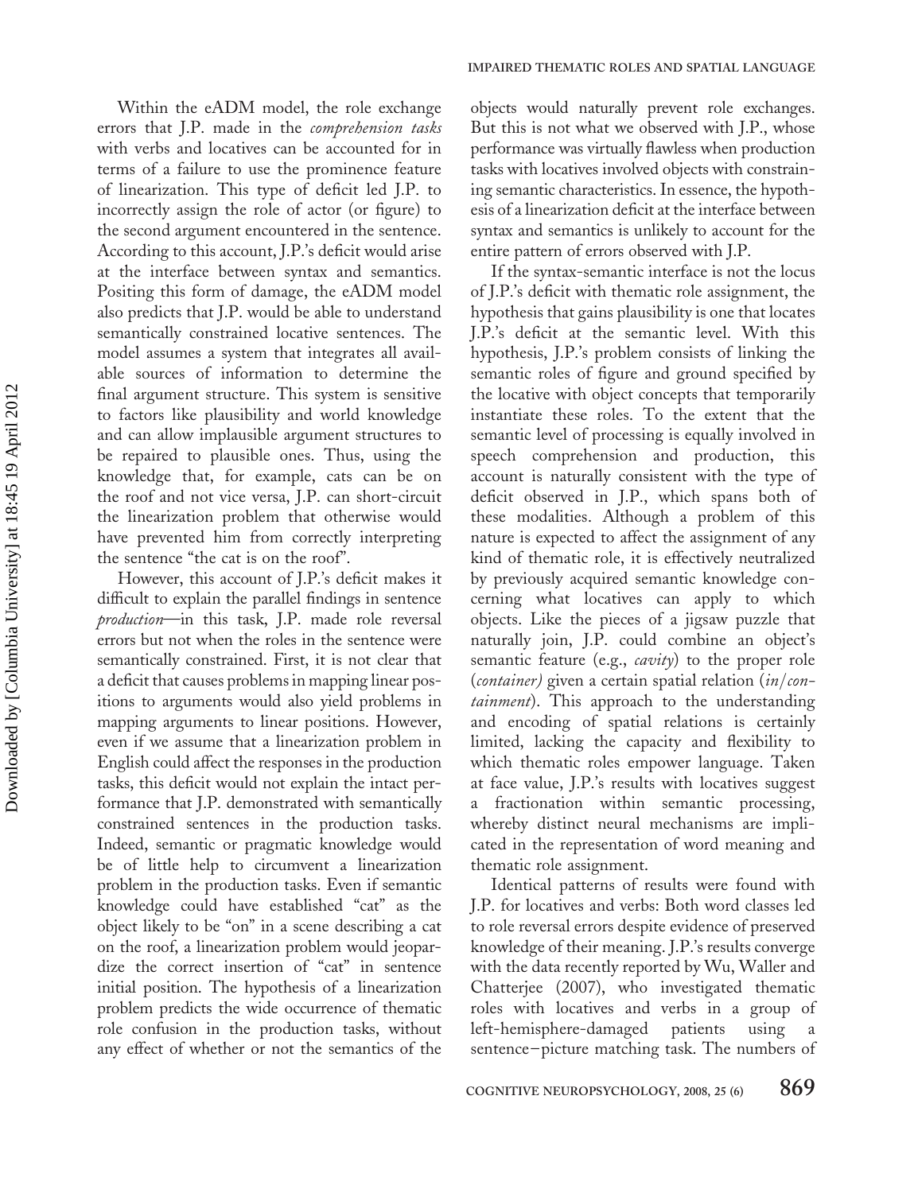Within the eADM model, the role exchange errors that J.P. made in the *comprehension tasks* with verbs and locatives can be accounted for in terms of a failure to use the prominence feature of linearization. This type of deficit led J.P. to incorrectly assign the role of actor (or figure) to the second argument encountered in the sentence. According to this account, J.P.'s deficit would arise at the interface between syntax and semantics. Positing this form of damage, the eADM model also predicts that J.P. would be able to understand semantically constrained locative sentences. The model assumes a system that integrates all available sources of information to determine the final argument structure. This system is sensitive to factors like plausibility and world knowledge and can allow implausible argument structures to be repaired to plausible ones. Thus, using the knowledge that, for example, cats can be on the roof and not vice versa, J.P. can short-circuit the linearization problem that otherwise would have prevented him from correctly interpreting the sentence "the cat is on the roof".

However, this account of J.P.'s deficit makes it difficult to explain the parallel findings in sentence *production*—in this task, J.P. made role reversal errors but not when the roles in the sentence were semantically constrained. First, it is not clear that a deficit that causes problems in mapping linear positions to arguments would also yield problems in mapping arguments to linear positions. However, even if we assume that a linearization problem in English could affect the responses in the production tasks, this deficit would not explain the intact performance that J.P. demonstrated with semantically constrained sentences in the production tasks. Indeed, semantic or pragmatic knowledge would be of little help to circumvent a linearization problem in the production tasks. Even if semantic knowledge could have established "cat" as the object likely to be "on" in a scene describing a cat on the roof, a linearization problem would jeopardize the correct insertion of "cat" in sentence initial position. The hypothesis of a linearization problem predicts the wide occurrence of thematic role confusion in the production tasks, without any effect of whether or not the semantics of the objects would naturally prevent role exchanges. But this is not what we observed with J.P., whose performance was virtually flawless when production tasks with locatives involved objects with constraining semantic characteristics. In essence, the hypothesis of a linearization deficit at the interface between syntax and semantics is unlikely to account for the entire pattern of errors observed with J.P.

If the syntax-semantic interface is not the locus of J.P.'s deficit with thematic role assignment, the hypothesis that gains plausibility is one that locates J.P.'s deficit at the semantic level. With this hypothesis, J.P.'s problem consists of linking the semantic roles of figure and ground specified by the locative with object concepts that temporarily instantiate these roles. To the extent that the semantic level of processing is equally involved in speech comprehension and production, this account is naturally consistent with the type of deficit observed in J.P., which spans both of these modalities. Although a problem of this nature is expected to affect the assignment of any kind of thematic role, it is effectively neutralized by previously acquired semantic knowledge concerning what locatives can apply to which objects. Like the pieces of a jigsaw puzzle that naturally join, J.P. could combine an object's semantic feature (e.g., *cavity*) to the proper role (*container)* given a certain spatial relation (*in/containment*). This approach to the understanding and encoding of spatial relations is certainly limited, lacking the capacity and flexibility to which thematic roles empower language. Taken at face value, J.P.'s results with locatives suggest a fractionation within semantic processing, whereby distinct neural mechanisms are implicated in the representation of word meaning and thematic role assignment.

Identical patterns of results were found with J.P. for locatives and verbs: Both word classes led to role reversal errors despite evidence of preserved knowledge of their meaning. J.P.'s results converge with the data recently reported by Wu, Waller and Chatterjee (2007), who investigated thematic roles with locatives and verbs in a group of left-hemisphere-damaged patients using a sentence–picture matching task. The numbers of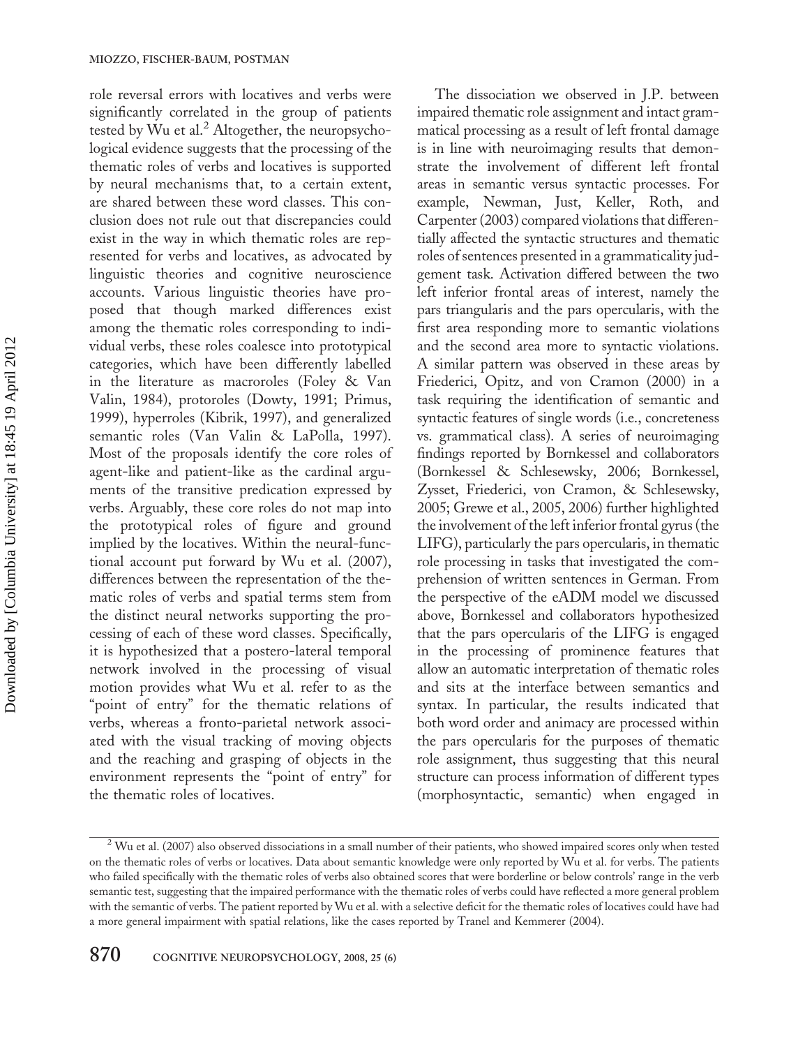role reversal errors with locatives and verbs were significantly correlated in the group of patients tested by Wu et al.[2] Altogether, the neuropsychological evidence suggests that the processing of the thematic roles of verbs and locatives is supported by neural mechanisms that, to a certain extent, are shared between these word classes. This conclusion does not rule out that discrepancies could exist in the way in which thematic roles are represented for verbs and locatives, as advocated by linguistic theories and cognitive neuroscience accounts. Various linguistic theories have proposed that though marked differences exist among the thematic roles corresponding to individual verbs, these roles coalesce into prototypical categories, which have been differently labelled in the literature as macroroles (Foley & Van Valin, 1984), protoroles (Dowty, 1991; Primus, 1999), hyperroles (Kibrik, 1997), and generalized semantic roles (Van Valin & LaPolla, 1997). Most of the proposals identify the core roles of agent-like and patient-like as the cardinal arguments of the transitive predication expressed by verbs. Arguably, these core roles do not map into the prototypical roles of figure and ground implied by the locatives. Within the neural-functional account put forward by Wu et al. (2007), differences between the representation of the thematic roles of verbs and spatial terms stem from the distinct neural networks supporting the processing of each of these word classes. Specifically, it is hypothesized that a postero-lateral temporal network involved in the processing of visual motion provides what Wu et al. refer to as the "point of entry" for the thematic relations of verbs, whereas a fronto-parietal network associated with the visual tracking of moving objects and the reaching and grasping of objects in the environment represents the "point of entry" for the thematic roles of locatives.

The dissociation we observed in J.P. between impaired thematic role assignment and intact grammatical processing as a result of left frontal damage is in line with neuroimaging results that demonstrate the involvement of different left frontal areas in semantic versus syntactic processes. For example, Newman, Just, Keller, Roth, and Carpenter (2003) compared violations that differentially affected the syntactic structures and thematic roles of sentences presented in a grammaticality judgement task. Activation differed between the two left inferior frontal areas of interest, namely the pars triangularis and the pars opercularis, with the first area responding more to semantic violations and the second area more to syntactic violations. A similar pattern was observed in these areas by Friederici, Opitz, and von Cramon (2000) in a task requiring the identification of semantic and syntactic features of single words (i.e., concreteness vs. grammatical class). A series of neuroimaging findings reported by Bornkessel and collaborators (Bornkessel & Schlesewsky, 2006; Bornkessel, Zysset, Friederici, von Cramon, & Schlesewsky, 2005; Grewe et al., 2005, 2006) further highlighted the involvement of the left inferior frontal gyrus (the LIFG), particularly the pars opercularis, in thematic role processing in tasks that investigated the comprehension of written sentences in German. From the perspective of the eADM model we discussed above, Bornkessel and collaborators hypothesized that the pars opercularis of the LIFG is engaged in the processing of prominence features that allow an automatic interpretation of thematic roles and sits at the interface between semantics and syntax. In particular, the results indicated that both word order and animacy are processed within the pars opercularis for the purposes of thematic role assignment, thus suggesting that this neural structure can process information of different types (morphosyntactic, semantic) when engaged in

[2] Wu et al. (2007) also observed dissociations in a small number of their patients, who showed impaired scores only when tested on the thematic roles of verbs or locatives. Data about semantic knowledge were only reported by Wu et al. for verbs. The patients who failed specifically with the thematic roles of verbs also obtained scores that were borderline or below controls' range in the verb semantic test, suggesting that the impaired performance with the thematic roles of verbs could have reflected a more general problem with the semantic of verbs. The patient reported by Wu et al. with a selective deficit for the thematic roles of locatives could have had a more general impairment with spatial relations, like the cases reported by Tranel and Kemmerer (2004).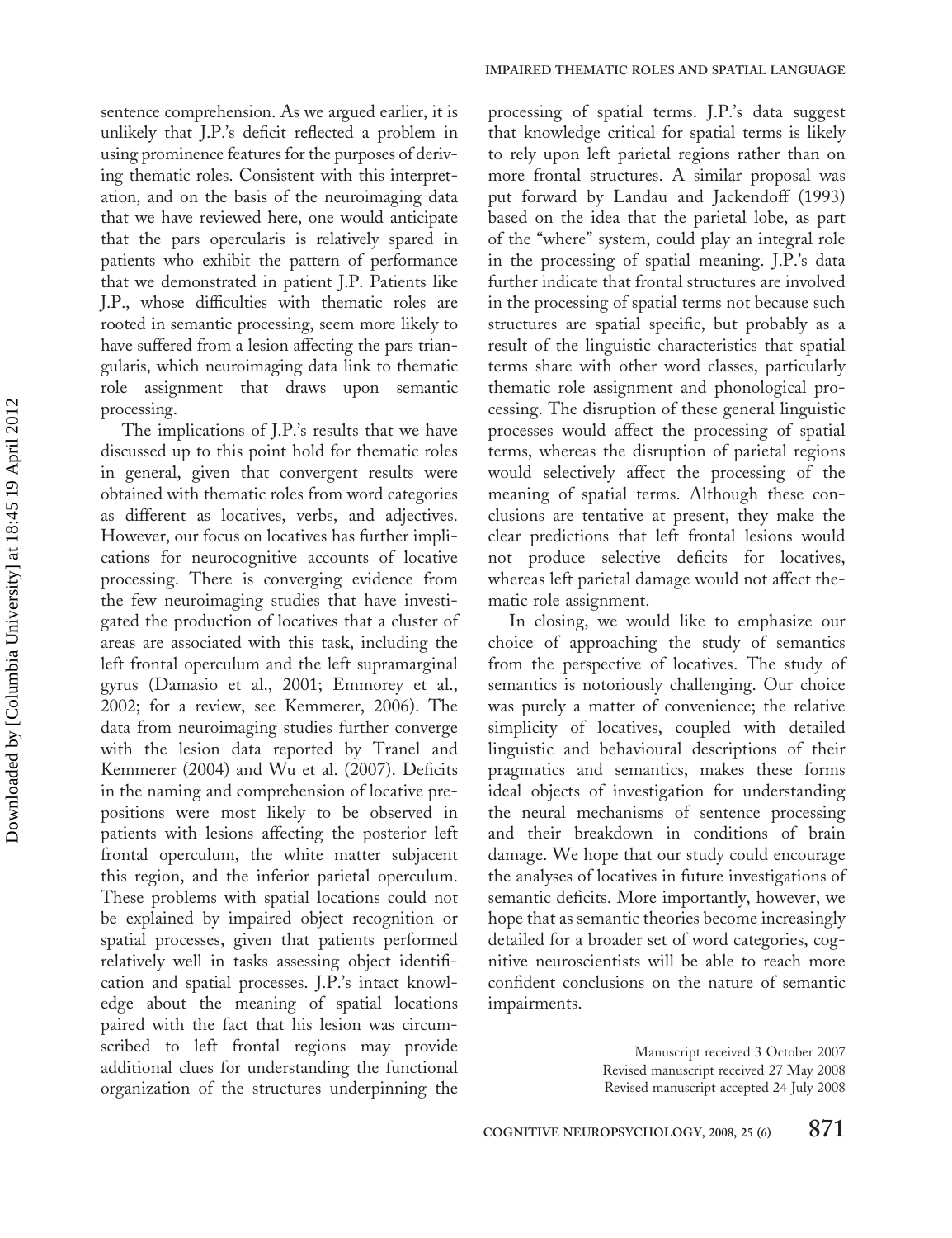sentence comprehension. As we argued earlier, it is unlikely that J.P.'s deficit reflected a problem in using prominence features for the purposes of deriving thematic roles. Consistent with this interpretation, and on the basis of the neuroimaging data that we have reviewed here, one would anticipate that the pars opercularis is relatively spared in patients who exhibit the pattern of performance that we demonstrated in patient J.P. Patients like J.P., whose difficulties with thematic roles are rooted in semantic processing, seem more likely to have suffered from a lesion affecting the pars triangularis, which neuroimaging data link to thematic role assignment that draws upon semantic processing.

The implications of J.P.'s results that we have discussed up to this point hold for thematic roles in general, given that convergent results were obtained with thematic roles from word categories as different as locatives, verbs, and adjectives. However, our focus on locatives has further implications for neurocognitive accounts of locative processing. There is converging evidence from the few neuroimaging studies that have investigated the production of locatives that a cluster of areas are associated with this task, including the left frontal operculum and the left supramarginal gyrus (Damasio et al., 2001; Emmorey et al., 2002; for a review, see Kemmerer, 2006). The data from neuroimaging studies further converge with the lesion data reported by Tranel and Kemmerer (2004) and Wu et al. (2007). Deficits in the naming and comprehension of locative prepositions were most likely to be observed in patients with lesions affecting the posterior left frontal operculum, the white matter subjacent this region, and the inferior parietal operculum. These problems with spatial locations could not be explained by impaired object recognition or spatial processes, given that patients performed relatively well in tasks assessing object identification and spatial processes. J.P.'s intact knowledge about the meaning of spatial locations paired with the fact that his lesion was circumscribed to left frontal regions may provide additional clues for understanding the functional organization of the structures underpinning the processing of spatial terms. J.P.'s data suggest that knowledge critical for spatial terms is likely to rely upon left parietal regions rather than on more frontal structures. A similar proposal was put forward by Landau and Jackendoff (1993) based on the idea that the parietal lobe, as part of the "where" system, could play an integral role in the processing of spatial meaning. J.P.'s data further indicate that frontal structures are involved in the processing of spatial terms not because such structures are spatial specific, but probably as a result of the linguistic characteristics that spatial terms share with other word classes, particularly thematic role assignment and phonological processing. The disruption of these general linguistic processes would affect the processing of spatial terms, whereas the disruption of parietal regions would selectively affect the processing of the meaning of spatial terms. Although these conclusions are tentative at present, they make the clear predictions that left frontal lesions would not produce selective deficits for locatives, whereas left parietal damage would not affect thematic role assignment.

In closing, we would like to emphasize our choice of approaching the study of semantics from the perspective of locatives. The study of semantics is notoriously challenging. Our choice was purely a matter of convenience; the relative simplicity of locatives, coupled with detailed linguistic and behavioural descriptions of their pragmatics and semantics, makes these forms ideal objects of investigation for understanding the neural mechanisms of sentence processing and their breakdown in conditions of brain damage. We hope that our study could encourage the analyses of locatives in future investigations of semantic deficits. More importantly, however, we hope that as semantic theories become increasingly detailed for a broader set of word categories, cognitive neuroscientists will be able to reach more confident conclusions on the nature of semantic impairments.

Manuscript received 3 October 2007
Revised manuscript received 27 May 2008
Revised manuscript accepted 24 July 2008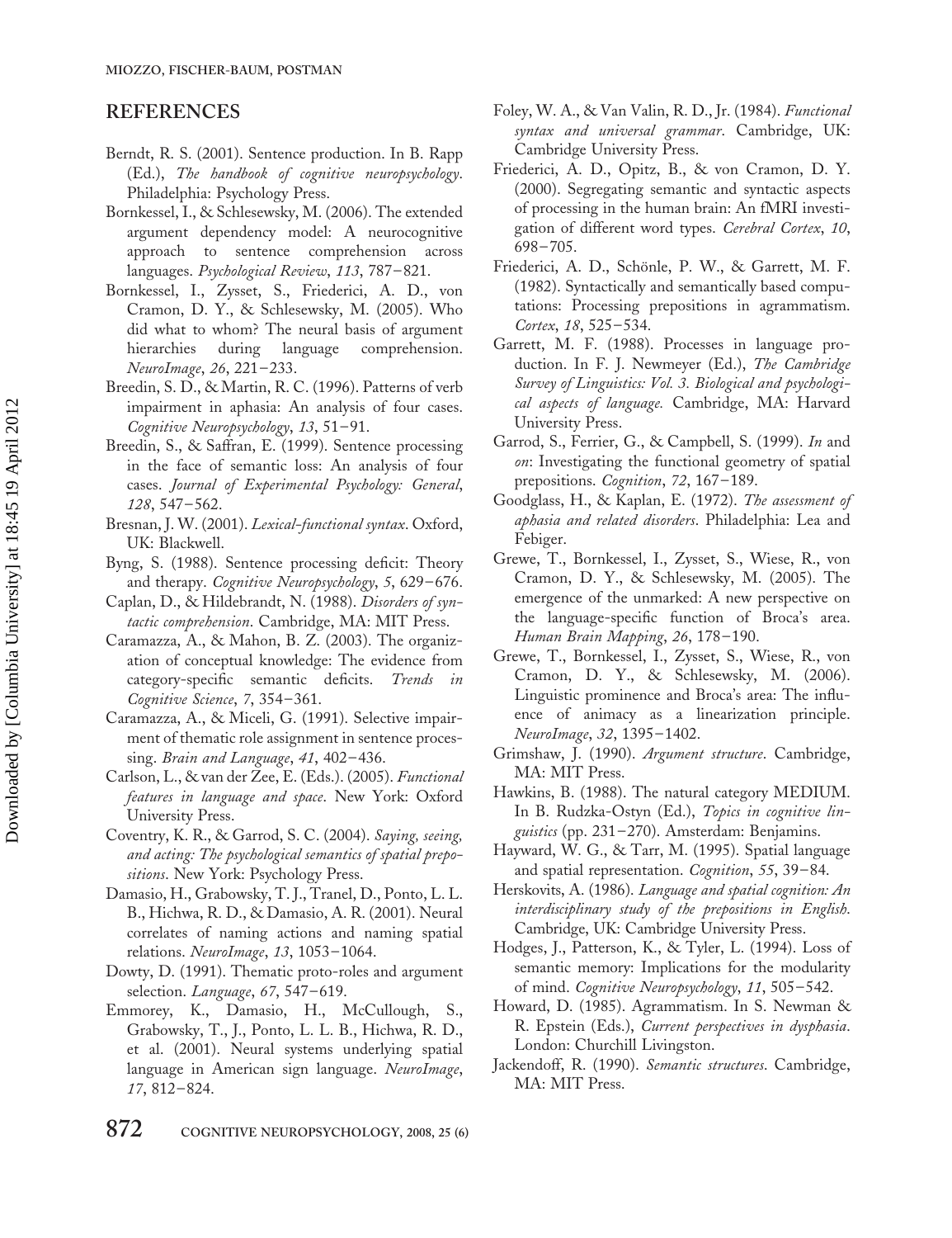## REFERENCES

Berndt, R. S. (2001). Sentence production. In B. Rapp (Ed.), *The handbook of cognitive neuropsychology*. Philadelphia: Psychology Press.

Bornkessel, I., & Schlesewsky, M. (2006). The extended argument dependency model: A neurocognitive approach to sentence comprehension across languages. *Psychological Review*, *113*, 787–821.

Bornkessel, I., Zysset, S., Friederici, A. D., von Cramon, D. Y., & Schlesewsky, M. (2005). Who did what to whom? The neural basis of argument hierarchies during language comprehension. *NeuroImage*, *26*, 221–233.

Breedin, S. D., & Martin, R. C. (1996). Patterns of verb impairment in aphasia: An analysis of four cases. *Cognitive Neuropsychology*, *13*, 51–91.

Breedin, S., & Saffran, E. (1999). Sentence processing in the face of semantic loss: An analysis of four cases. *Journal of Experimental Psychology: General*, *128*, 547–562.

Bresnan, J. W. (2001). *Lexical-functional syntax*. Oxford, UK: Blackwell.

Byng, S. (1988). Sentence processing deficit: Theory and therapy. *Cognitive Neuropsychology*, *5*, 629–676.

Caplan, D., & Hildebrandt, N. (1988). *Disorders of syntactic comprehension*. Cambridge, MA: MIT Press.

Caramazza, A., & Mahon, B. Z. (2003). The organization of conceptual knowledge: The evidence from category-specific semantic deficits. *Trends in Cognitive Science*, *7*, 354–361.

Caramazza, A., & Miceli, G. (1991). Selective impairment of thematic role assignment in sentence processing. *Brain and Language*, *41*, 402–436.

Carlson, L., & van der Zee, E. (Eds.). (2005). *Functional features in language and space*. New York: Oxford University Press.

Coventry, K. R., & Garrod, S. C. (2004). *Saying, seeing, and acting: The psychological semantics of spatial prepositions*. New York: Psychology Press.

Damasio, H., Grabowsky, T. J., Tranel, D., Ponto, L. L. B., Hichwa, R. D., & Damasio, A. R. (2001). Neural correlates of naming actions and naming spatial relations. *NeuroImage*, *13*, 1053–1064.

Dowty, D. (1991). Thematic proto-roles and argument selection. *Language*, *67*, 547–619.

Emmorey, K., Damasio, H., McCullough, S., Grabowsky, T., J., Ponto, L. L. B., Hichwa, R. D., et al. (2001). Neural systems underlying spatial language in American sign language. *NeuroImage*, *17*, 812–824.

Foley, W. A., & Van Valin, R. D., Jr. (1984). *Functional syntax and universal grammar*. Cambridge, UK: Cambridge University Press.

Friederici, A. D., Opitz, B., & von Cramon, D. Y. (2000). Segregating semantic and syntactic aspects of processing in the human brain: An fMRI investigation of different word types. *Cerebral Cortex*, *10*, 698–705.

Friederici, A. D., Schönle, P. W., & Garrett, M. F. (1982). Syntactically and semantically based computations: Processing prepositions in agrammatism. *Cortex*, *18*, 525–534.

Garrett, M. F. (1988). Processes in language production. In F. J. Newmeyer (Ed.), *The Cambridge Survey of Linguistics: Vol. 3. Biological and psychological aspects of language.* Cambridge, MA: Harvard University Press.

Garrod, S., Ferrier, G., & Campbell, S. (1999). *In* and *on*: Investigating the functional geometry of spatial prepositions. *Cognition*, *72*, 167–189.

Goodglass, H., & Kaplan, E. (1972). *The assessment of aphasia and related disorders*. Philadelphia: Lea and Febiger.

Grewe, T., Bornkessel, I., Zysset, S., Wiese, R., von Cramon, D. Y., & Schlesewsky, M. (2005). The emergence of the unmarked: A new perspective on the language-specific function of Broca's area. *Human Brain Mapping*, *26*, 178–190.

Grewe, T., Bornkessel, I., Zysset, S., Wiese, R., von Cramon, D. Y., & Schlesewsky, M. (2006). Linguistic prominence and Broca's area: The influence of animacy as a linearization principle. *NeuroImage*, *32*, 1395–1402.

Grimshaw, J. (1990). *Argument structure*. Cambridge, MA: MIT Press.

Hawkins, B. (1988). The natural category MEDIUM. In B. Rudzka-Ostyn (Ed.), *Topics in cognitive linguistics* (pp. 231–270). Amsterdam: Benjamins.

Hayward, W. G., & Tarr, M. (1995). Spatial language and spatial representation. *Cognition*, *55*, 39–84.

Herskovits, A. (1986). *Language and spatial cognition: An interdisciplinary study of the prepositions in English*. Cambridge, UK: Cambridge University Press.

Hodges, J., Patterson, K., & Tyler, L. (1994). Loss of semantic memory: Implications for the modularity of mind. *Cognitive Neuropsychology*, *11*, 505–542.

Howard, D. (1985). Agrammatism. In S. Newman & R. Epstein (Eds.), *Current perspectives in dysphasia*. London: Churchill Livingston.

Jackendoff, R. (1990). *Semantic structures*. Cambridge, MA: MIT Press.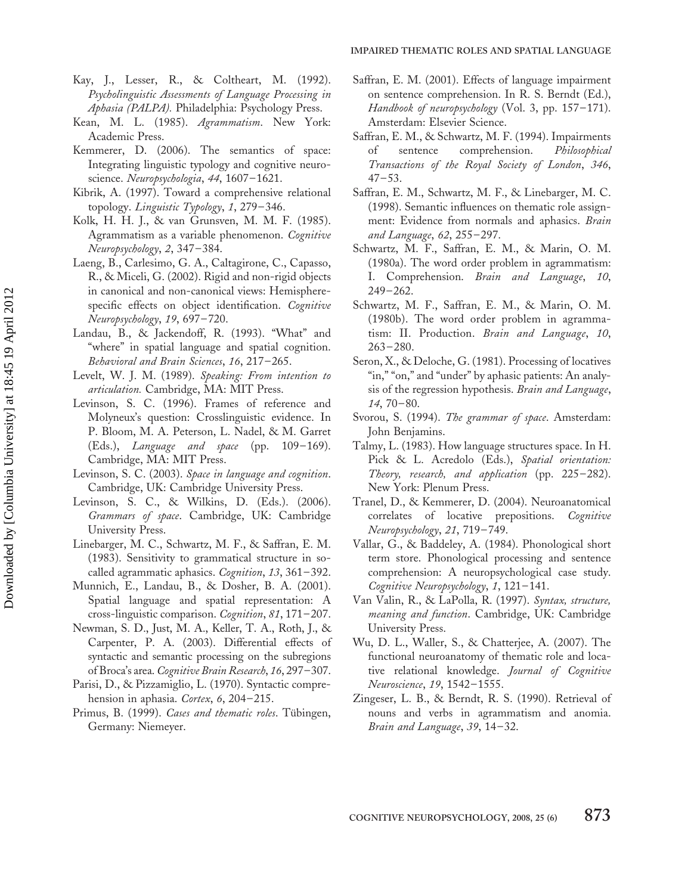Kay, J., Lesser, R., & Coltheart, M. (1992). *Psycholinguistic Assessments of Language Processing in Aphasia (PALPA).* Philadelphia: Psychology Press.

Kean, M. L. (1985). *Agrammatism*. New York: Academic Press.

Kemmerer, D. (2006). The semantics of space: Integrating linguistic typology and cognitive neuroscience. *Neuropsychologia*, *44*, 1607–1621.

Kibrik, A. (1997). Toward a comprehensive relational topology. *Linguistic Typology*, *1*, 279–346.

Kolk, H. H. J., & van Grunsven, M. M. F. (1985). Agrammatism as a variable phenomenon. *Cognitive Neuropsychology*, *2*, 347–384.

Laeng, B., Carlesimo, G. A., Caltagirone, C., Capasso, R., & Miceli, G. (2002). Rigid and non-rigid objects in canonical and non-canonical views: Hemisphere-specific effects on object identification. *Cognitive Neuropsychology*, *19*, 697–720.

Landau, B., & Jackendoff, R. (1993). "What" and "where" in spatial language and spatial cognition. *Behavioral and Brain Sciences*, *16*, 217–265.

Levelt, W. J. M. (1989). *Speaking: From intention to articulation.* Cambridge, MA: MIT Press.

Levinson, S. C. (1996). Frames of reference and Molyneux's question: Crosslinguistic evidence. In P. Bloom, M. A. Peterson, L. Nadel, & M. Garret (Eds.), *Language and space* (pp. 109–169). Cambridge, MA: MIT Press.

Levinson, S. C. (2003). *Space in language and cognition*. Cambridge, UK: Cambridge University Press.

Levinson, S. C., & Wilkins, D. (Eds.). (2006). *Grammars of space*. Cambridge, UK: Cambridge University Press.

Linebarger, M. C., Schwartz, M. F., & Saffran, E. M. (1983). Sensitivity to grammatical structure in so-called agrammatic aphasics. *Cognition*, *13*, 361–392.

Munnich, E., Landau, B., & Dosher, B. A. (2001). Spatial language and spatial representation: A cross-linguistic comparison. *Cognition*, *81*, 171–207.

Newman, S. D., Just, M. A., Keller, T. A., Roth, J., & Carpenter, P. A. (2003). Differential effects of syntactic and semantic processing on the subregions of Broca's area. *Cognitive Brain Research*, *16*, 297–307.

Parisi, D., & Pizzamiglio, L. (1970). Syntactic comprehension in aphasia. *Cortex*, *6*, 204–215.

Primus, B. (1999). *Cases and thematic roles*. Tübingen, Germany: Niemeyer.

Saffran, E. M. (2001). Effects of language impairment on sentence comprehension. In R. S. Berndt (Ed.), *Handbook of neuropsychology* (Vol. 3, pp. 157–171). Amsterdam: Elsevier Science.

Saffran, E. M., & Schwartz, M. F. (1994). Impairments of sentence comprehension. *Philosophical Transactions of the Royal Society of London*, *346*, 47–53.

Saffran, E. M., Schwartz, M. F., & Linebarger, M. C. (1998). Semantic influences on thematic role assignment: Evidence from normals and aphasics. *Brain and Language*, *62*, 255–297.

Schwartz, M. F., Saffran, E. M., & Marin, O. M. (1980a). The word order problem in agrammatism: I. Comprehension. *Brain and Language*, *10*, 249–262.

Schwartz, M. F., Saffran, E. M., & Marin, O. M. (1980b). The word order problem in agrammatism: II. Production. *Brain and Language*, *10*, 263–280.

Seron, X., & Deloche, G. (1981). Processing of locatives "in," "on," and "under" by aphasic patients: An analysis of the regression hypothesis. *Brain and Language*, *14*, 70–80.

Svorou, S. (1994). *The grammar of space*. Amsterdam: John Benjamins.

Talmy, L. (1983). How language structures space. In H. Pick & L. Acredolo (Eds.), *Spatial orientation: Theory, research, and application* (pp. 225–282). New York: Plenum Press.

Tranel, D., & Kemmerer, D. (2004). Neuroanatomical correlates of locative prepositions. *Cognitive Neuropsychology*, *21*, 719–749.

Vallar, G., & Baddeley, A. (1984). Phonological short term store. Phonological processing and sentence comprehension: A neuropsychological case study. *Cognitive Neuropsychology*, *1*, 121–141.

Van Valin, R., & LaPolla, R. (1997). *Syntax, structure, meaning and function*. Cambridge, UK: Cambridge University Press.

Wu, D. L., Waller, S., & Chatterjee, A. (2007). The functional neuroanatomy of thematic role and locative relational knowledge. *Journal of Cognitive Neuroscience*, *19*, 1542–1555.

Zingeser, L. B., & Berndt, R. S. (1990). Retrieval of nouns and verbs in agrammatism and anomia. *Brain and Language*, *39*, 14–32.